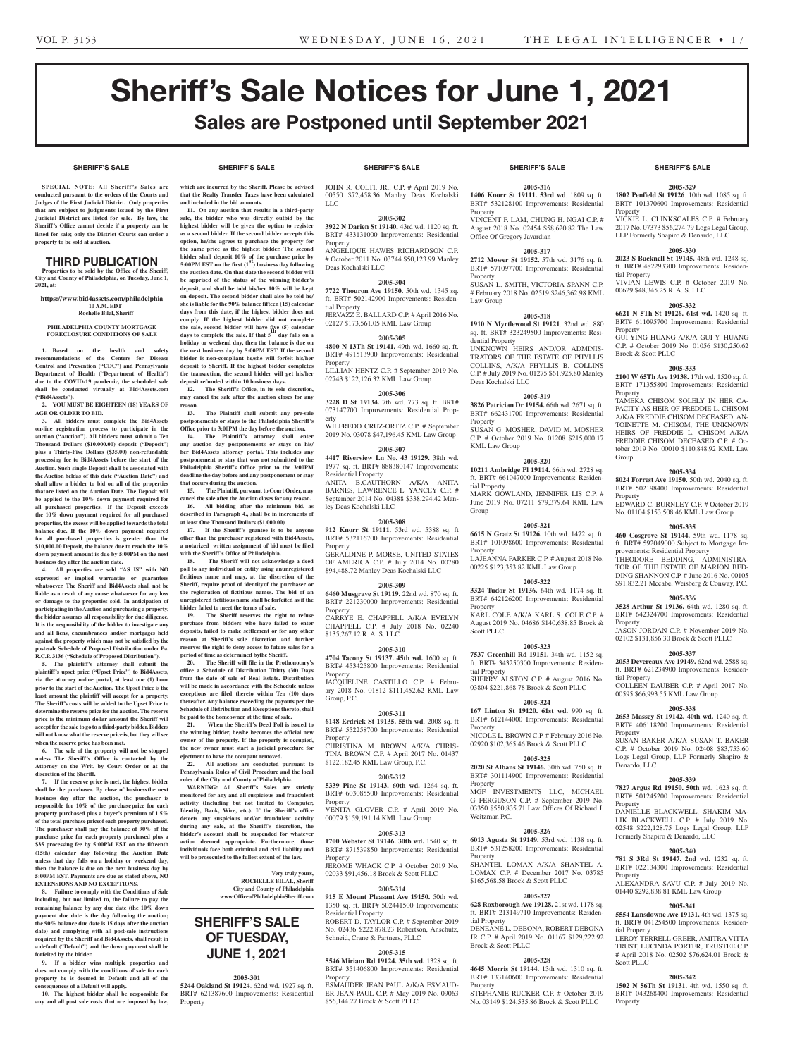# Sheriff's Sale Notices for June 1, 2021

## Sales are Postponed until September 2021

**SHERIFF'S SALE**

**SPECIAL NOTE: All Sheriff's Sales are conducted pursuant to the orders of the Courts and Judges of the First Judicial District. Only properties that are subject to judgments issued by the First Judicial District are listed for sale. By law, the Sheriff's Office cannot decide if a property can be listed for sale; only the District Courts can order a property to be sold at auction.**

## THIRD PUBLICATION

**Properties to be sold by the Office of the Sheriff, City and County of Philadelphia, on Tuesday, June 1, 2021, at:**

**https://www.bid4assets.com/philadelphia**
**10 A.M. EDT**
**Rochelle Bilal, Sheriff**

**PHILADELPHIA COUNTY MORTGAGE FORECLOSURE CONDITIONS OF SALE**

**1. Based on the health and safety recommendations of the Centers for Disease Control and Prevention ("CDC") and Pennsylvania Department of Health ("Department of Health") due to the COVID-19 pandemic, the scheduled sale shall be conducted virtually at Bid4Assets.com ("Bid4Assets").**

**2. YOU MUST BE EIGHTEEN (18) YEARS OF AGE OR OLDER TO BID.**

**3. All bidders must complete the Bid4Assets on-line registration process to participate in the auction ("Auction"). All bidders must submit a Ten Thousand Dollars ($10,000.00) deposit ("Deposit") plus a Thirty-Five Dollars ($35.00) non-refundable processing fee to Bid4Assets before the start of the Auction. Such single Deposit shall be associated with the Auction held as of this date ("Auction Date") and shall allow a bidder to bid on all of the properties that are listed on the Auction Date. The Deposit will be applied to the 10% down payment required for all purchased properties. If the Deposit exceeds the 10% down payment required for all purchased properties, the excess will be applied towards the total balance due. If the 10% down payment required for all purchased properties is greater than the $10,000.00 Deposit, the balance due to reach the 10% down payment amount is due by 5:00PM on the next business day after the auction date.**

**4. All properties are sold "AS IS" with NO expressed or implied warranties or guarantees whatsoever. The Sheriff and Bid4Assets shall not be liable as a result of any cause whatsoever for any loss or damage to the properties sold. In anticipation of participating in the Auction and purchasing a property, the bidder assumes all responsibility for due diligence. It is the responsibility of the bidder to investigate any and all liens, encumbrances and/or mortgages held against the property which may not be satisfied by the post-sale Schedule of Proposed Distribution under Pa. R.C.P. 3136 ("Schedule of Proposed Distribution").**

**5. The plaintiff's attorney shall submit the plaintiff's upset price ("Upset Price") to Bid4Assets, via the attorney online portal, at least one (1) hour prior to the start of the Auction. The Upset Price is the least amount the plaintiff will accept for a property. The Sheriff's costs will be added to the Upset Price to determine the reserve price for the auction. The reserve price is the minimum dollar amount the Sheriff will accept for the sale to go to a third-party bidder. Bidders will not know what the reserve price is, but they will see when the reserve price has been met.**

**6. The sale of the property will not be stopped unless The Sheriff's Office is contacted by the Attorney on the Writ, by Court Order or at the discretion of the Sheriff.**

**7. If the reserve price is met, the highest bidder shall be the purchaser. By close of business the next business day after the auction, the purchaser is responsible for 10% of the purchase price for each property purchased plus a buyer's premium of 1.5% of the total purchase price of each property purchased. The purchaser shall pay the balance of 90% of the purchase price for each property purchased plus a $35 processing fee by 5:00PM EST on the fifteenth (15th) calendar day following the Auction Date unless that day falls on a holiday or weekend day, then the balance is due on the next business day by 5:00PM EST. Payments are due as stated above, NO EXTENSIONS AND NO EXCEPTIONS.**

**8. Failure to comply with the Conditions of Sale including, but not limited to, the failure to pay the remaining balance by any due date (the 10% down payment due date is the day following the auction; the 90% balance due date is 15 days after the auction date) and complying with all post-sale instructions required by the Sheriff and Bid4Assets, shall result in a default ("Default") and the down payment shall be forfeited by the bidder.**

**9. If a bidder wins multiple properties and does not comply with the conditions of sale for each property he is deemed in Default and all of the consequences of a Default will apply.**

**10. The highest bidder shall be responsible for any and all post sale costs that are imposed by law, which are incurred by the Sheriff. Please be advised that the Realty Transfer Taxes have been calculated and included in the bid amounts.**

**11. On any auction that results in a third-party sale, the bidder who was directly outbid by the highest bidder will be given the option to register as a second bidder. If the second bidder accepts this option, he/she agrees to purchase the property for the same price as the highest bidder. The second bidder shall deposit 10% of the purchase price by 5:00PM EST on the first (1st) business day following the auction date. On that date the second bidder will be apprised of the status of the winning bidder's deposit, and shall be told his/her 10% will be kept on deposit. The second bidder shall also be told he/she is liable for the 90% balance fifteen (15) calendar days from this date, if the highest bidder does not comply. If the highest bidder did not complete the sale, second bidder will have five (5) calendar days to complete the sale. If that 5th day falls on a holiday or weekend day, then the balance is due on the next business day by 5:00PM EST. If the second bidder is non-compliant he/she will forfeit his/her deposit to Sheriff. If the highest bidder completes the transaction, the second bidder will get his/her deposit refunded within 10 business days.**

**12. The Sheriff's Office, in its sole discretion, may cancel the sale after the auction closes for any reason.**

**13. The Plaintiff shall submit any pre-sale postponements or stays to the Philadelphia Sheriff's Office prior to 3:00PM the day before the auction.**

**14. The Plaintiff's attorney shall enter any auction day postponements or stays on his/her Bid4Assets attorney portal. This includes any postponement or stay that was not submitted to the Philadelphia Sheriff's Office prior to the 3:00PM deadline the day before and any postponement or stay that occurs during the auction.**

**15. The Plaintiff, pursuant to Court Order, may cancel the sale after the Auction closes for any reason.**

**16. All bidding after the minimum bid, as described in Paragraph 4., shall be in increments of at least One Thousand Dollars ($1,000.00)**

**17. If the Sheriff's grantee is to be anyone other than the purchaser registered with Bid4Assets, a notarized written assignment of bid must be filed with the Sheriff's Office of Philadelphia.**

**18. The Sheriff will not acknowledge a deed poll to any individual or entity using an unregistered fictitious name and may, at the discretion of the Sheriff, require proof of identity of the purchaser or the registration of fictitious names. The bid of an unregistered fictitious name shall be forfeited as if the bidder failed to meet the terms of sale.**

**19. The Sheriff reserves the right to refuse purchase from bidders who have failed to enter deposits, failed to make settlement or for any other reason at Sheriff's sole discretion and further reserves the right to deny access to future sales for a period of time as determined by the Sheriff.**

**20. The Sheriff will file in the Prothonotary's office a Schedule of Distribution Thirty (30) Days from the date of sale of Real Estate. Distribution will be made in accordance with the Schedule unless exceptions are filed thereto within Ten (10) days thereafter. Any balance exceeding the payouts per the Schedule of Distribution and Exceptions thereto, shall be paid to the homeowner at the time of sale.**

**21. When the Sheriff's Deed Poll is issued to the winning bidder, he/she becomes the official new owner of the property. If the property is occupied, the new owner must start a judicial procedure for ejectment to have the occupant removed.**

**22. All auctions are conducted pursuant to Pennsylvania Rules of Civil Procedure and the local rules of the City and County of Philadelphia.**

**WARNING: All Sheriff's Sales are strictly monitored for any and all suspicious and fraudulent activity (Including but not limited to Computer, Identity, Bank, Wire, etc.). If the Sheriff's office detects any suspicious and/or fraudulent activity during any sale, at the Sheriff's discretion, the bidder's account shall be suspended for whatever action deemed appropriate. Furthermore, those individuals face both criminal and civil liability and will be prosecuted to the fullest extent of the law.**

**Very truly yours,**
**ROCHELLE BILAL, Sheriff**
**City and County of Philadelphia**
**www.OfficeofPhiladelphiaSheriff.com**

## SHERIFF'S SALE OF TUESDAY, JUNE 1, 2021

**2005-301**
**5244 Oakland St 19124** 62nd wd. 1927 sq. ft. BRT# 621387600 Improvements: Residential Property
JOHN R. COLTI, JR., C.P. # April 2019 No. 00550 $72,458.36 Manley Deas Kochalski LLC

**2005-302**
**3922 N Darien St 19140.** 43rd wd. 1120 sq. ft. BRT# 433131000 Improvements: Residential Property
ANGELIQUE HAWES RICHARDSON C.P. # October 2011 No. 03744 $50,123.99 Manley Deas Kochalski LLC

**2005-304**
**7722 Thouron Ave 19150.** 50th wd. 1345 sq. ft. BRT# 502142900 Improvements: Residential Property
JERVAZZ E. BALLARD C.P. # April 2016 No. 02127 $173,561.05 KML Law Group

**2005-305**
**4800 N 13th St 19141.** 49th wd. 1660 sq. ft. BRT# 491513900 Improvements: Residential Property
LILLIAN HENTZ C.P. # September 2019 No. 02743 $122,126.32 KML Law Group

**2005-306**
**3228 D St 19134.** 7th wd. 773 sq. ft. BRT# 073147700 Improvements: Residential Property
WILFREDO CRUZ-ORTIZ C.P. # September 2019 No. 03078 $47,196.45 KML Law Group

**2005-307**
**4417 Riverview Ln No. 43 19129.** 38th wd. 1977 sq. ft. BRT# 888380147 Improvements: Residential Property
ANITA B.CAUTHORN A/K/A ANITA BARNES, LAWRENCE L. YANCEY C.P. # September 2014 No. 04388 $338,294.42 Manley Deas Kochalski LLC

**2005-308**
**912 Knorr St 19111**. 53rd wd. 5388 sq. ft. BRT# 532116700 Improvements: Residential Property
GERALDINE P. MORSE, UNITED STATES OF AMERICA C.P. # July 2014 No. 00780 $94,488.72 Manley Deas Kochalski LLC

**2005-309**
**6460 Musgrave St 19119.** 22nd wd. 870 sq. ft. BRT# 221230000 Improvements: Residential Property
CARRYE E. CHAPPELL A/K/A EVELYN CHAPPELL C.P. # July 2018 No. 02240 $135,267.12 R. A. S. LLC

**2005-310**
**4704 Tacony St 19137. 45th wd.** 1600 sq. ft. BRT# 453425800 Improvements: Residential Property
JACQUELINE CASTILLO C.P. # February 2018 No. 01812 $111,452.62 KML Law Group, P.C.

**2005-311**
**6148 Erdrick St 19135. 55th wd**. 2008 sq. ft BRT# 552258700 Improvements: Residential Property
CHRISTINA M. BROWN A/K/A CHRISTINA BROWN C.P. # April 2017 No. 01437 $122,182.45 KML Law Group, P.C.

**2005-312**
**5339 Pine St 19143. 60th wd.** 1264 sq. ft. BRT# 603085500 Improvements: Residential Property
VENITA GLOVER C.P. # April 2019 No. 00079 $159,191.14 KML Law Group

**2005-313**
**1700 Webster St 19146. 30th wd.** 1540 sq. ft. BRT# 871539850 Improvements: Residential Property
JEROME WHACK C.P. # October 2019 No. 02033 $91,456.18 Brock & Scott PLLC

**2005-314**
**915 E Mount Pleasant Ave 19150.** 50th wd. 1350 sq. ft. BRT# 502441500 Improvements: Residential Property
ROBERT D. TAYLOR C.P. # September 2019 No. 02436 $222,878.23 Robertson, Anschutz, Schneid, Crane & Partners, PLLC

**2005-315**
**5546 Miriam Rd 19124. 35th wd.** 1328 sq. ft. BRT# 351406800 Improvements: Residential Property
ESMAUDER JEAN PAUL A/K/A ESMAUDER JEAN-PAUL C.P. # May 2019 No. 09063 $56,144.27 Brock & Scott PLLC

**2005-316**
**1406 Knorr St 19111. 53rd wd**. 1809 sq. ft. BRT# 532128100 Improvements: Residential Property
VINCENT F. LAM, CHUNG H. NGAI C.P. # August 2018 No. 02454 $58,620.82 The Law Office Of Gregory Javardian

**2005-317**
**2712 Mower St 19152.** 57th wd. 3176 sq. ft. BRT# 571097700 Improvements: Residential Property
SUSAN L. SMITH, VICTORIA SPANN C.P. # February 2018 No. 02519 $246,362.98 KML Law Group

**2005-318**
**1910 N Myrtlewood St 19121**. 32nd wd. 880 sq. ft. BRT# 323249500 Improvements: Residential Property
UNKNOWN HEIRS AND/OR ADMINISTRATORS OF THE ESTATE OF PHYLLIS COLLINS, A/K/A PHYLLIS B. COLLINS C.P. # July 2019 No. 01275 $61,925.80 Manley Deas Kochalski LLC

**2005-319**
**3826 Patrician Dr 19154.** 66th wd. 2671 sq. ft. BRT# 662431700 Improvements: Residential Property
SUSAN G. MOSHER, DAVID M. MOSHER C.P. # October 2019 No. 01208 $215,000.17 KML Law Group

**2005-320**
**10211 Ambridge Pl 19114.** 66th wd. 2728 sq. ft. BRT# 661047000 Improvements: Residential Property
MARK GOWLAND, JENNIFER LIS C.P. # June 2019 No. 07211 $79,379.64 KML Law Group

**2005-321**
**6615 N Gratz St 19126.** 10th wd. 1472 sq. ft. BRT# 101098600 Improvements: Residential Property
LAJEANNA PARKER C.P. # August 2018 No. 00225 $123,353.82 KML Law Group

**2005-322**
**3324 Tudor St 19136.** 64th wd. 1174 sq. ft. BRT# 642126200 Improvements: Residential Property
KARL COLE A/K/A KARL S. COLE C.P. # August 2019 No. 04686 $140,638.85 Brock & Scott PLLC

**2005-323**
**7537 Greenhill Rd 19151.** 34th wd. 1152 sq. ft. BRT# 343250300 Improvements: Residential Property
SHERRY ALSTON C.P. # August 2016 No. 03804 $221,868.78 Brock & Scott PLLC

**2005-324**
**167 Linton St 19120. 61st wd.** 990 sq. ft. BRT# 612144000 Improvements: Residential Property
NICOLE L. BROWN C.P. # February 2016 No. 02920 $102,365.46 Brock & Scott PLLC

**2005-325**
**2020 St Albans St 19146.** 30th wd. 750 sq. ft. BRT# 301114900 Improvements: Residential Property
MGF INVESTMENTS LLC, MICHAEL G FERGUSON C.P. # September 2019 No. 03350 $550,835.71 Law Offices Of Richard J. Weitzman P.C.

**2005-326**
**6013 Agusta St 19149.** 53rd wd. 1138 sq. ft. BRT# 531258200 Improvements: Residential Property
SHANTEL LOMAX A/K/A SHANTEL A. LOMAX C.P. # December 2017 No. 03785 $165,568.58 Brock & Scott PLLC

**2005-327**
**628 Roxborough Ave 19128.** 21st wd. 1178 sq. ft. BRT# 213149710 Improvements: Residential Property
DENEANE L. DEBONA, ROBERT DEBONA JR C.P. # April 2019 No. 01167 $129,222.92 Brock & Scott PLLC

**2005-328**
**4645 Morris St 19144.** 13th wd. 1310 sq. ft. BRT# 133140600 Improvements: Residential Property
STEPHANIE RUCKER C.P. # October 2019 No. 03149 $124,535.86 Brock & Scott PLLC

**2005-329**
**1802 Penfield St 19126**. 10th wd. 1085 sq. ft. BRT# 101370600 Improvements: Residential Property
VICKIE L. CLINKSCALES C.P. # February 2017 No. 07373 $56,274.79 Logs Legal Group, LLP Formerly Shapiro & Denardo, LLC

**2005-330**
**2023 S Bucknell St 19145.** 48th wd. 1248 sq. ft. BRT# 482293300 Improvements: Residential Property
VIVIAN LEWIS C.P. # October 2019 No. 00629 $48,345.25 R. A. S. LLC

**2005-332**
**6621 N 5Th St 19126. 61st wd.** 1420 sq. ft. BRT# 611095700 Improvements: Residential Property
GUI YING HUANG A/K/A GUI Y. HUANG C.P. # October 2019 No. 01056 $130,250.62 Brock & Scott PLLC

**2005-333**
**2100 W 65Th Ave 19138.** 17th wd. 1520 sq. ft. BRT# 171355800 Improvements: Residential Property
TAMEKA CHISOM SOLELY IN HER CAPACITY AS HEIR OF FREDDIE L. CHISOM A/K/A FREDDIE CHISOM DECEASED, ANTOINETTE M. CHISOM, THE UNKNOWN HEIRS OF FREDDIE L. CHISOM A/K/A FREDDIE CHISOM DECEASED C.P. # October 2019 No. 00010 $110,848.92 KML Law Group

**2005-334**
**8024 Forrest Ave 19150.** 50th wd. 2040 sq. ft. BRT# 502198400 Improvements: Residential Property
EDWARD C. BURNLEY C.P. # October 2019 No. 01104 $153,508.46 KML Law Group

**2005-335**
**460 Cosgrove St 19144.** 59th wd. 1178 sq. ft. BRT# 592049000 Subject to Mortgage Improvements: Residential Property
THEODORE BEDDING, ADMINISTRATOR OF THE ESTATE OF MARION BEDDING SHANNON C.P. # June 2016 No. 00105 $91,832.21 Mccabe, Weisberg & Conway, P.C.

**2005-336**
**3528 Arthur St 19136.** 64th wd. 1280 sq. ft. BRT# 642324700 Improvements: Residential Property
JASON JORDAN C.P. # November 2019 No. 02102 $131,856.30 Brock & Scott PLLC

**2005-337**
**2053 Devereaux Ave 19149.** 62nd wd. 2588 sq. ft. BRT# 621234900 Improvements: Residential Property
COLLEEN DAUBER C.P. # April 2017 No. 00595 $66,993.55 KML Law Group

**2005-338**
**2653 Massey St 19142. 40th wd.** 1240 sq. ft. BRT# 406118200 Improvements: Residential Property
SUSAN BAKER A/K/A SUSAN T. BAKER C.P. # October 2019 No. 02408 $83,753.60 Logs Legal Group, LLP Formerly Shapiro & Denardo, LLC

**2005-339**
**7827 Argus Rd 19150. 50th wd.** 1623 sq. ft. BRT# 501245200 Improvements: Residential Property
DANIELLE BLACKWELL, SHAKIM MALIK BLACKWELL C.P. # July 2019 No. 02548 $222,128.75 Logs Legal Group, LLP Formerly Shapiro & Denardo, LLC

**2005-340**
**781 S 3Rd St 19147. 2nd wd.** 1232 sq. ft. BRT# 022134300 Improvements: Residential Property
ALEXANDRA SAVU C.P. # July 2019 No. 01440 $292,838.81 KML Law Group

**2005-341**
**5554 Lansdowne Ave 19131.** 4th wd. 1375 sq. ft. BRT# 041254500 Improvements: Residential Property
LEROY TERRELL GREER, AMITRA VITTA TRUST, LUCINDA PORTER, TRUSTEE C.P. # April 2018 No. 02502 $76,624.01 Brock & Scott PLLC

**2005-342**
**1502 N 56Th St 19131.** 4th wd. 1550 sq. ft. BRT# 043268400 Improvements: Residential Property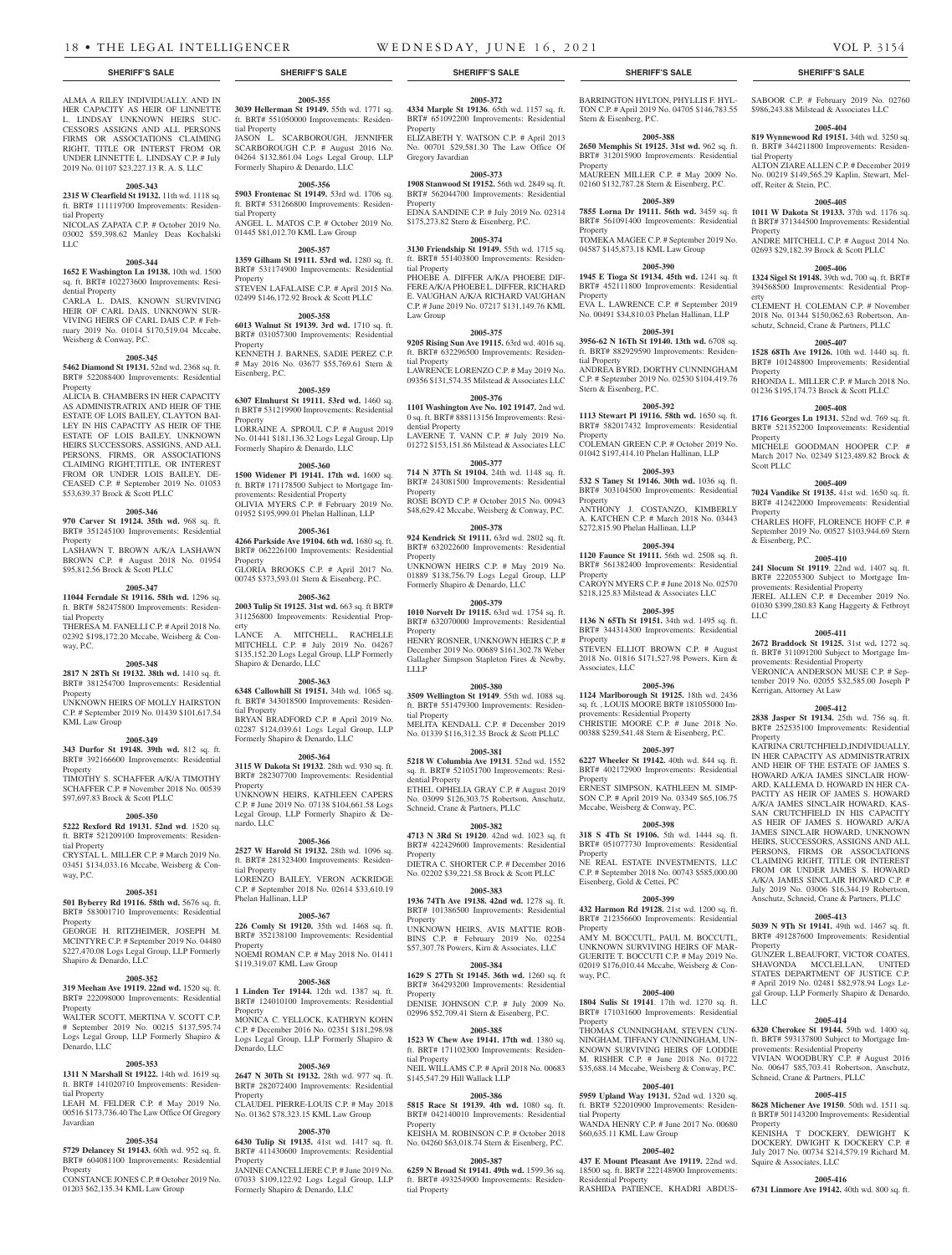ALMA A RILEY INDIVIDUALLY. AND IN HER CAPACITY AS HEIR OF LINNETTE L. LINDSAY UNKNOWN HEIRS SUCCESSORS ASSIGNS AND ALL PERSONS FIRMS OR ASSOCIATIONS CLAIMING RIGHT, TITLE OR INTERST FROM OR UNDER LINNETTE L. LINDSAY C.P. # July 2019 No. 01107 $23,227.13 R. A. S. LLC

**2005-343**

**2315 W Clearfield St 19132.** 11th wd. 1118 sq. ft. BRT# 111119700 Improvements: Residential Property

NICOLAS ZAPATA C.P. # October 2019 No. 03002 $59,398.62 Manley Deas Kochalski LLC

**2005-344**

**1652 E Washington Ln 19138.** 10th wd. 1500 sq. ft. BRT# 102273600 Improvements: Residential Property

CARLA L. DAIS, KNOWN SURVIVING HEIR OF CARL DAIS, UNKNOWN SURVIVING HEIRS OF CARL DAIS C.P. # February 2019 No. 01014 $170,519.04 Mccabe, Weisberg & Conway, P.C.

**2005-345**

**5462 Diamond St 19131.** 52nd wd. 2368 sq. ft. BRT# 522088400 Improvements: Residential Property

ALICIA B. CHAMBERS IN HER CAPACITY AS ADMINISTRATRIX AND HEIR OF THE ESTATE OF LOIS BAILEY, CLAYTON BAILEY IN HIS CAPACITY AS HEIR OF THE ESTATE OF LOIS BAILEY, UNKNOWN HEIRS SUCCESSORS, ASSIGNS, AND ALL PERSONS, FIRMS, OR ASSOCIATIONS CLAIMING RIGHT,TITLE, OR INTEREST FROM OR UNDER LOIS BAILEY, DECEASED C.P. # September 2019 No. 01053 $53,639.37 Brock & Scott PLLC

**2005-346**

**970 Carver St 19124. 35th wd.** 968 sq. ft. BRT# 351245100 Improvements: Residential Property

LASHAWN T. BROWN A/K/A LASHAWN BROWN C.P. # August 2018 No. 01954 $95,812.56 Brock & Scott PLLC

**2005-347**

**11044 Ferndale St 19116. 58th wd.** 1296 sq. ft. BRT# 582475800 Improvements: Residential Property

THERESA M. FANELLI C.P. # April 2018 No. 02392 $198,172.20 Mccabe, Weisberg & Conway, P.C.

**2005-348**

**2817 N 28Th St 19132. 38th wd.** 1410 sq. ft. BRT# 381254700 Improvements: Residential Property

UNKNOWN HEIRS OF MOLLY HAIRSTON C.P. # September 2019 No. 01439 $101,617.54 KML Law Group

**2005-349**

**343 Durfor St 19148. 39th wd.** 812 sq. ft. BRT# 392166600 Improvements: Residential Property

TIMOTHY S. SCHAFFER A/K/A TIMOTHY SCHAFFER C.P. # November 2018 No. 00539 $97,697.83 Brock & Scott PLLC

**2005-350**

**5222 Rexford Rd 19131. 52nd wd**. 1520 sq. ft. BRT# 521209100 Improvements: Residential Property

CRYSTAL L. MILLER C.P. # March 2019 No. 03451 $134,033.16 Mccabe, Weisberg & Conway, P.C.

**2005-351**

**501 Byberry Rd 19116. 58th wd.** 5676 sq. ft. BRT# 583001710 Improvements: Residential Property

GEORGE H. RITZHEIMER, JOSEPH M. MCINTYRE C.P. # September 2019 No. 04480 $227,470.08 Logs Legal Group, LLP Formerly Shapiro & Denardo, LLC

**2005-352**

**319 Meehan Ave 19119. 22nd wd.** 1520 sq. ft. BRT# 222098000 Improvements: Residential Property

WALTER SCOTT, MERTINA V. SCOTT C.P. # September 2019 No. 00215 $137,595.74 Logs Legal Group, LLP Formerly Shapiro & Denardo, LLC

**2005-353**

**1311 N Marshall St 19122.** 14th wd. 1619 sq. ft. BRT# 141020710 Improvements: Residential Property

LEAH M. FELDER C.P. # May 2019 No. 00516 $173,736.40 The Law Office Of Gregory Javardian

**2005-354**

**5729 Delancey St 19143.** 60th wd. 952 sq. ft. BRT# 604081100 Improvements: Residential Property

CONSTANCE JONES C.P. # October 2019 No. 01203 $62,135.34 KML Law Group

**2005-355**

**3039 Hellerman St 19149.** 55th wd. 1771 sq. ft. BRT# 551050000 Improvements: Residential Property

JASON L. SCARBOROUGH, JENNIFER SCARBOROUGH C.P. # August 2016 No. 04264 $132,861.04 Logs Legal Group, LLP Formerly Shapiro & Denardo, LLC

**2005-356**

**5903 Frontenac St 19149.** 53rd wd. 1706 sq. ft. BRT# 531266800 Improvements: Residential Property

ANGEL L. MATOS C.P. # October 2019 No. 01445 $81,012.70 KML Law Group

**2005-357**

**1359 Gilham St 19111. 53rd wd.** 1280 sq. ft. BRT# 531174900 Improvements: Residential Property

STEVEN LAFALAISE C.P. # April 2015 No. 02499 $146,172.92 Brock & Scott PLLC

**2005-358**

**6013 Walnut St 19139. 3rd wd.** 1710 sq. ft. BRT# 031057300 Improvements: Residential Property

KENNETH J. BARNES, SADIE PEREZ C.P. # May 2016 No. 03677 $55,769.61 Stern & Eisenberg, P.C.

**2005-359**

**6307 Elmhurst St 19111. 53rd wd.** 1460 sq. ft BRT# 531219900 Improvements: Residential Property

LORRAINE A. SPROUL C.P. # August 2019 No. 01441 $181,136.32 Logs Legal Group, Llp Formerly Shapiro & Denardo, LLC

**2005-360**

**1500 Widener Pl 19141. 17th wd.** 1600 sq. ft. BRT# 171178500 Subject to Mortgage Improvements: Residential Property

OLIVIA MYERS C.P. # February 2019 No. 01952 $195,999.01 Phelan Hallinan, LLP

**2005-361**

**4266 Parkside Ave 19104. 6th wd.** 1680 sq. ft. BRT# 062226100 Improvements: Residential Property

GLORIA BROOKS C.P. # April 2017 No. 00745 $373,593.01 Stern & Eisenberg, P.C.

**2005-362**

**2003 Tulip St 19125. 31st wd.** 663 sq. ft BRT# 311256800 Improvements: Residential Property

LANCE A. MITCHELL, RACHELLE MITCHELL C.P. # July 2019 No. 04267 $135,152.20 Logs Legal Group, LLP Formerly Shapiro & Denardo, LLC

**2005-363**

**6348 Callowhill St 19151.** 34th wd. 1065 sq. ft. BRT# 343018500 Improvements: Residential Property

BRYAN BRADFORD C.P. # April 2019 No. 02287 $124,039.61 Logs Legal Group, LLP Formerly Shapiro & Denardo, LLC

**2005-364**

**3115 W Dakota St 19132**. 28th wd. 930 sq. ft. BRT# 282307700 Improvements: Residential Property

UNKNOWN HEIRS, KATHLEEN CAPERS C.P. # June 2019 No. 07138 $104,661.58 Logs Legal Group, LLP Formerly Shapiro & Denardo, LLC

**2005-366**

**2527 W Harold St 19132.** 28th wd. 1096 sq. ft. BRT# 281323400 Improvements: Residential Property

LORENZO BAILEY, VERON ACKRIDGE C.P. # September 2018 No. 02614 $33,610.19 Phelan Hallinan, LLP

**2005-367**

**226 Comly St 19120.** 35th wd. 1468 sq. ft. BRT# 352138100 Improvements: Residential Property

NOEMI ROMAN C.P. # May 2018 No. 01411 $119,319.07 KML Law Group

**2005-368**

**1 Linden Ter 19144.** 12th wd. 1387 sq. ft. BRT# 124010100 Improvements: Residential Property

MONICA C. YELLOCK, KATHRYN KOHN C.P. # December 2016 No. 02351 $181,298.98 Logs Legal Group, LLP Formerly Shapiro & Denardo, LLC

**2005-369**

**2647 N 30Th St 19132.** 28th wd. 977 sq. ft. BRT# 282072400 Improvements: Residential Property

CLAUDEL PIERRE-LOUIS C.P. # May 2018 No. 01362 $78,323.15 KML Law Group

**2005-370**

**6430 Tulip St 19135.** 41st wd. 1417 sq. ft. BRT# 411430600 Improvements: Residential Property

JANINE CANCELLIERE C.P. # June 2019 No. 07033 $109,122.92 Logs Legal Group, LLP Formerly Shapiro & Denardo, LLC

**2005-372**

**4334 Marple St 19136**. 65th wd. 1157 sq. ft. BRT# 651092200 Improvements: Residential Property

ELIZABETH Y. WATSON C.P. # April 2013 No. 00701 $29,581.30 The Law Office Of Gregory Javardian

**2005-373**

**1908 Stanwood St 19152.** 56th wd. 2849 sq. ft. BRT# 562044700 Improvements: Residential Property

EDNA SANDINE C.P. # July 2019 No. 02314 $175,273.82 Stern & Eisenberg, P.C.

**2005-374**

**3130 Friendship St 19149.** 55th wd. 1715 sq. ft. BRT# 551403800 Improvements: Residential Property

PHOEBE A. DIFFER A/K/A PHOEBE DIFFERE A/K/A PHOEBE L. DIFFER, RICHARD E. VAUGHAN A/K/A RICHARD VAUGHAN C.P. # June 2019 No. 07217 $131,149.76 KML Law Group

**2005-375**

**9205 Rising Sun Ave 19115.** 63rd wd. 4016 sq. ft. BRT# 632296500 Improvements: Residential Property

LAWRENCE LORENZO C.P. # May 2019 No. 09356 $131,574.35 Milstead & Associates LLC

**2005-376**

**1101 Washington Ave No. 102 19147.** 2nd wd. 0 sq. ft. BRT# 888113156 Improvements: Residential Property

LAVERNE T. VANN C.P. # July 2019 No. 01272 $153,151.86 Milstead & Associates LLC

**2005-377**

**714 N 37Th St 19104.** 24th wd. 1148 sq. ft. BRT# 243081500 Improvements: Residential Property

ROSE BOYD C.P. # October 2015 No. 00943 $48,629.42 Mccabe, Weisberg & Conway, P.C.

**2005-378**

**924 Kendrick St 19111.** 63rd wd. 2802 sq. ft. BRT# 632022600 Improvements: Residential Property

UNKNOWN HEIRS C.P. # May 2019 No. 01889 $138,756.79 Logs Legal Group, LLP Formerly Shapiro & Denardo, LLC

**2005-379**

**1010 Norvelt Dr 19115.** 63rd wd. 1754 sq. ft. BRT# 632070000 Improvements: Residential Property

HENRY ROSNER, UNKNOWN HEIRS C.P. # December 2019 No. 00689 $161,302.78 Weber Gallagher Simpson Stapleton Fires & Newby, LLLP

**2005-380**

**3509 Wellington St 19149**. 55th wd. 1088 sq. ft. BRT# 551479300 Improvements: Residential Property

MELITA KENDALL C.P. # December 2019 No. 01339 $116,312.35 Brock & Scott PLLC

**2005-381**

**5218 W Columbia Ave 19131**. 52nd wd. 1552 sq. ft. BRT# 521051700 Improvements: Residential Property

ETHEL OPHELIA GRAY C.P. # August 2019 No. 03099 $126,303.75 Robertson, Anschutz, Schneid, Crane & Partners, PLLC

**2005-382**

**4713 N 3Rd St 19120**. 42nd wd. 1023 sq. ft BRT# 422429600 Improvements: Residential Property

DIETRA C. SHORTER C.P. # December 2016 No. 02202 $39,221.58 Brock & Scott PLLC

**2005-383**

**1936 74Th Ave 19138. 42nd wd.** 1278 sq. ft. BRT# 101386500 Improvements: Residential Property

UNKNOWN HEIRS, AVIS MATTIE ROBBINS C.P. # February 2019 No. 02254 $57,307.78 Powers, Kirn & Associates, LLC

**2005-384**

**1629 S 27th St 19145. 36th wd.** 1260 sq. ft BRT# 364293200 Improvements: Residential Property

DENISE JOHNSON C.P. # July 2009 No. 02996 $52,709.41 Stern & Eisenberg, P.C.

**2005-385**

**1523 W Chew Ave 19141. 17th wd**. 1380 sq. ft. BRT# 171102300 Improvements: Residential Property

NEIL WILLAMS C.P. # April 2018 No. 00683 $145,547.29 Hill Wallack LLP

**2005-386**

**5815 Race St 19139. 4th wd.** 1080 sq. ft. BRT# 042140010 Improvements: Residential Property

KEISHA M. ROBINSON C.P. # October 2018 No. 04260 $63,018.74 Stern & Eisenberg, P.C.

**2005-387**

**6259 N Broad St 19141. 49th wd.** 1599.36 sq. ft. BRT# 493254900 Improvements: Residential Property

BARRINGTON HYLTON, PHYLLIS F. HYLTON C.P. # April 2019 No. 04705 $146,783.55 Stern & Eisenberg, P.C.

**2005-388**

**2650 Memphis St 19125. 31st wd.** 962 sq. ft. BRT# 312015900 Improvements: Residential Property

MAUREEN MILLER C.P. # May 2009 No. 02160 $132,787.28 Stern & Eisenberg, P.C.

**2005-389**

**7855 Lorna Dr 19111. 56th wd.** 3459 sq. ft BRT# 561091400 Improvements: Residential Property

TOMEKA MAGEE C.P. # September 2019 No. 04587 $145,873.18 KML Law Group

**2005-390**

**1945 E Tioga St 19134. 45th wd.** 1241 sq. ft BRT# 452111800 Improvements: Residential Property

EVA L. LAWRENCE C.P. # September 2019 No. 00491 $34,810.03 Phelan Hallinan, LLP

**2005-391**

**3956-62 N 16Th St 19140. 13th wd.** 6708 sq. ft. BRT# 882929590 Improvements: Residential Property

ANDREA BYRD, DORTHY CUNNINGHAM C.P. # September 2019 No. 02530 $104,419.76 Stern & Eisenberg, P.C.

**2005-392**

**1113 Stewart Pl 19116. 58th wd.** 1650 sq. ft. BRT# 582017432 Improvements: Residential Property

COLEMAN GREEN C.P. # October 2019 No. 01042 $197,414.10 Phelan Hallinan, LLP

**2005-393**

**532 S Taney St 19146. 30th wd.** 1036 sq. ft. BRT# 303104500 Improvements: Residential Property

ANTHONY J. COSTANZO, KIMBERLY A. KATCHEN C.P. # March 2018 No. 03443 $272,815.90 Phelan Hallinan, LLP

**2005-394**

**1120 Faunce St 19111.** 56th wd. 2508 sq. ft. BRT# 561382400 Improvements: Residential Property

CAROYN MYERS C.P. # June 2018 No. 02570 $218,125.83 Milstead & Associates LLC

**2005-395**

**1136 N 65Th St 19151.** 34th wd. 1495 sq. ft. BRT# 344314300 Improvements: Residential Property

STEVEN ELLIOT BROWN C.P. # August 2018 No. 01816 $171,527.98 Powers, Kirn & Associates, LLC

**2005-396**

**1124 Marlborough St 19125.** 18th wd. 2436 sq. ft. , LOUIS MOORE BRT# 181055000 Improvements: Residential Property

CHRISTIE MOORE C.P. # June 2018 No. 00388 $259,541.48 Stern & Eisenberg, P.C.

**2005-397**

**6227 Wheeler St 19142.** 40th wd. 844 sq. ft. BRT# 402172900 Improvements: Residential Property

ERNEST SIMPSON, KATHLEEN M. SIMPSON C.P. # April 2019 No. 03349 $65,106.75 Mccabe, Weisberg & Conway, P.C.

**2005-398**

**318 S 4Th St 19106.** 5th wd. 1444 sq. ft. BRT# 051077730 Improvements: Residential Property

NE REAL ESTATE INVESTMENTS, LLC C.P. # September 2018 No. 00743 $585,000.00 Eisenberg, Gold & Cettei, PC

**2005-399**

**432 Harmon Rd 19128.** 21st wd. 1200 sq. ft. BRT# 212356600 Improvements: Residential Property

AMY M. BOCCUTI, PAUL M. BOCCUTI, UNKNOWN SURVIVING HEIRS OF MARGUERITE T. BOCCUTI C.P. # May 2019 No. 02019 $176,010.44 Mccabe, Weisberg & Conway, P.C.

**2005-400**

**1804 Sulis St 19141**. 17th wd. 1270 sq. ft. BRT# 171031600 Improvements: Residential Property

THOMAS CUNNINGHAM, STEVEN CUNNINGHAM, TIFFANY CUNNINGHAM, UNKNOWN SURVIVING HEIRS OF LODDIE M. RISHER C.P. # June 2018 No. 01722 $35,688.14 Mccabe, Weisberg & Conway, P.C.

**2005-401**

**5959 Upland Way 19131.** 52nd wd. 1320 sq. ft. BRT# 522010900 Improvements: Residential Property

WANDA HENRY C.P. # June 2017 No. 00680 $60,635.11 KML Law Group

**2005-402**

**437 E Mount Pleasant Ave 19119.** 22nd wd. 18500 sq. ft. BRT# 222148900 Improvements: Residential Property

RASHIDA PATIENCE, KHADRI ABDUSSABOOR C.P. # February 2019 No. 02760 $986,243.88 Milstead & Associates LLC

**2005-404**

**819 Wynnewood Rd 19151.** 34th wd. 3250 sq. ft. BRT# 344211800 Improvements: Residential Property

ALTON ZIARE ALLEN C.P. # December 2019 No. 00219 $149,565.29 Kaplin, Stewart, Meloff, Reiter & Stein, P.C.

**2005-405**

**1011 W Dakota St 19133.** 37th wd. 1176 sq. ft BRT# 371344500 Improvements: Residential Property

ANDRE MITCHELL C.P. # August 2014 No. 02693 $29,182.39 Brock & Scott PLLC

**2005-406**

**1324 Sigel St 19148.** 39th wd**.** 700 sq. ft. BRT# 394568500 Improvements: Residential Property

CLEMENT H. COLEMAN C.P. # November 2018 No. 01344 $150,062.63 Robertson, Anschutz, Schneid, Crane & Partners, PLLC

**2005-407**

**1528 68Th Ave 19126.** 10th wd. 1440 sq. ft. BRT# 101248800 Improvements: Residential Property

RHONDA L. MILLER C.P. # March 2018 No. 01236 $195,174.73 Brock & Scott PLLC

**2005-408**

**1716 Georges Ln 19131.** 52nd wd. 769 sq. ft. BRT# 521352200 Improvements: Residential Property

MICHELE GOODMAN HOOPER C.P. # March 2017 No. 02349 $123,489.82 Brock & Scott PLLC

**2005-409**

**7024 Vandike St 19135.** 41st wd. 1650 sq. ft. BRT# 412422000 Improvements: Residential Property

CHARLES HOFF, FLORENCE HOFF C.P. # September 2019 No. 00527 $103,944.69 Stern & Eisenberg, P.C.

**2005-410**

**241 Slocum St 19119**. 22nd wd. 1407 sq. ft. BRT# 222055300 Subject to Mortgage Improvements: Residential Property

JEREL ALLEN C.P. # December 2019 No. 01030 $399,280.83 Kang Haggerty & Fetbroyt LLC

**2005-411**

**2672 Braddock St 19125.** 31st wd**.** 1272 sq. ft. BRT# 311091200 Subject to Mortgage Improvements: Residential Property

VERONICA ANDERSON MUSE C.P. # September 2019 No. 02055 $32,585.00 Joseph P Kerrigan, Attorney At Law

**2005-412**

**2838 Jasper St 19134.** 25th wd. 756 sq. ft. BRT# 252535100 Improvements: Residential Property

KATRINA CRUTCHFIELD,INDIVIDUALLY, IN HER CAPACITY AS ADMINISTRATRIX AND HEIR OF THE ESTATE OF JAMES S. HOWARD A/K/A JAMES SINCLAIR HOWARD, KALLEMA D. HOWARD IN HER CAPACITY AS HEIR OF JAMES S. HOWARD A/K/A JAMES SINCLAIR HOWARD, KASSAN CRUTCHFIELD IN HIS CAPACITY AS HEIR OF JAMES S. HOWARD A/K/A JAMES SINCLAIR HOWARD, UNKNOWN HEIRS, SUCCESSORS, ASSIGNS AND ALL PERSONS, FIRMS OR ASSOCIATIONS CLAIMING RIGHT, TITLE OR INTEREST FROM OR UNDER JAMES S. HOWARD A/K/A JAMES SINCLAIR HOWARD C.P. # July 2019 No. 03006 $16,344.19 Robertson, Anschutz, Schneid, Crane & Partners, PLLC

**2005-413**

**5039 N 9Th St 19141.** 49th wd. 1467 sq. ft. BRT# 491287600 Improvements: Residential Property

GUNZER L.BEAUFORT, VICTOR COATES, SHAVONDA MCCLELLAN, UNITED STATES DEPARTMENT OF JUSTICE C.P. # April 2019 No. 02481 $82,978.94 Logs Legal Group, LLP Formerly Shapiro & Denardo, LLC

**2005-414**

**6320 Cherokee St 19144.** 59th wd. 1400 sq. ft. BRT# 593137800 Subject to Mortgage Improvements: Residential Property

VIVIAN WOODBURY C.P. # August 2016 No. 00647 $85,703.41 Robertson, Anschutz, Schneid, Crane & Partners, PLLC

**2005-415**

**8628 Michener Ave 19150**. 50th wd. 1511 sq. ft BRT# 501143200 Improvements: Residential Property

KENISHA T DOCKERY, DEWIGHT K DOCKERY, DWIGHT K DOCKERY C.P. # July 2017 No. 00734 $214,579.19 Richard M. Squire & Associates, LLC

**2005-416**

**6731 Linmore Ave 19142.** 40th wd. 800 sq. ft.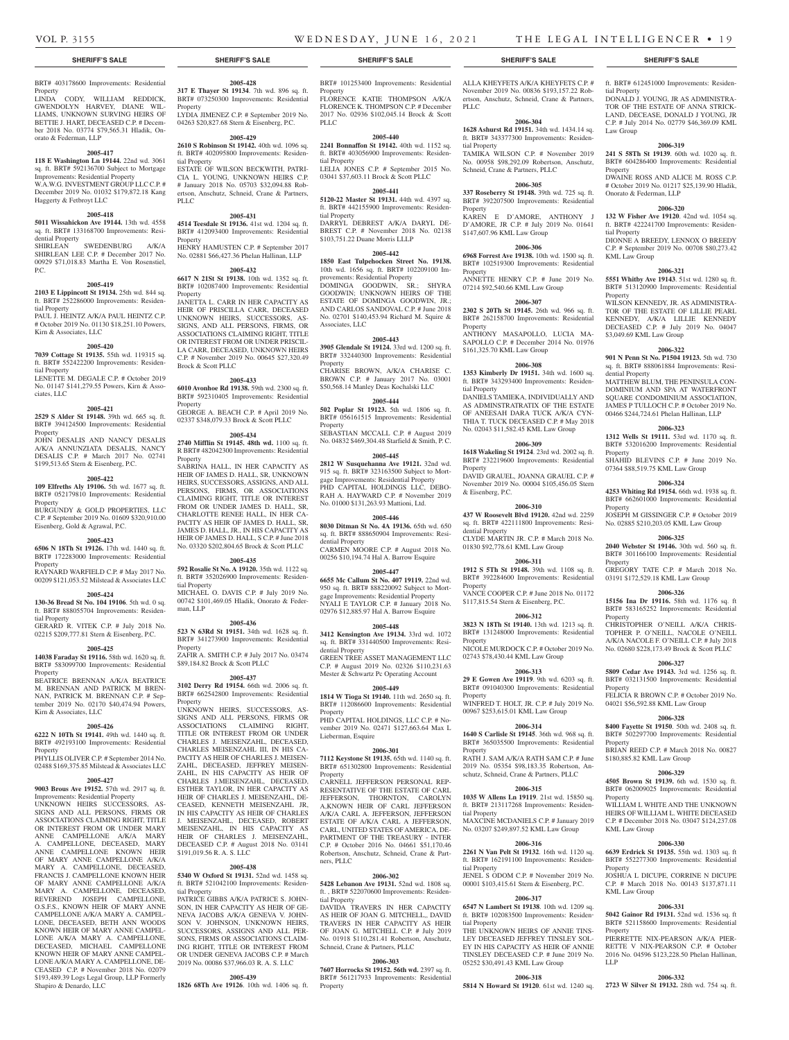BRT# 403178600 Improvements: Residential Property

LINDA CODY, WILLIAM REDDICK, GWENDOLYN HARVEY, DIANE WILLIAMS, UNKNOWN SURVING HEIRS OF BETTIE J. HART, DECEASED C.P. # December 2018 No. 03774 $79,565.31 Hladik, Onorato & Federman, LLP

**2005-417**

**118 E Washington Ln 19144.** 22nd wd. 3061 sq. ft. BRT# 592136700 Subject to Mortgage Improvements: Residential Property

W.A.W.G. INVESTMENT GROUP LLC C.P. # December 2019 No. 01032 $179,872.18 Kang Haggerty & Fetbroyt LLC

**2005-418**

**5011 Wissahickon Ave 19144.** 13th wd. 4558 sq. ft. BRT# 133168700 Improvements: Residential Property

SHIRLEAN SWEDENBURG A/K/A SHIRLEAN LEE C.P. # December 2017 No. 00929 $71,018.83 Martha E. Von Rosenstiel, P.C.

**2005-419**

**2103 E Lippincott St 19134.** 25th wd. 844 sq. ft. BRT# 252286000 Improvements: Residential Property

PAUL J. HEINTZ A/K/A PAUL HEINTZ C.P. # October 2019 No. 01130 $18,251.10 Powers, Kirn & Associates, LLC

**2005-420**

**7039 Cottage St 19135.** 55th wd. 119315 sq. ft. BRT# 552422200 Improvements: Residential Property

LENETTE M. DEGALE C.P. # October 2019 No. 01147 $141,279.55 Powers, Kirn & Associates, LLC

**2005-421**

**2529 S Alder St 19148.** 39th wd. 665 sq. ft. BRT# 394124500 Improvements: Residential Property

JOHN DESALIS AND NANCY DESALIS A/K/A ANNUNZIATA DESALIS, NANCY DESALIS C.P. # March 2017 No. 02741 $199,513.65 Stern & Eisenberg, P.C.

**2005-422**

**109 Elfreths Aly 19106.** 5th wd. 1677 sq. ft. BRT# 052179810 Improvements: Residential Property

BURGUNDY & GOLD PROPERTIES, LLC C.P. # September 2019 No. 01609 $320,910.00 Eisenberg, Gold & Agrawal, P.C.

**2005-423**

**6506 N 18Th St 19126.** 17th wd. 1440 sq. ft. BRT# 172283000 Improvements: Residential Property

RAYNARD WARFIELD C.P. # May 2017 No. 00209 $121,053.52 Milstead & Associates LLC

**2005-424**

**130-36 Bread St No. 104 19106**. 5th wd. 0 sq. ft. BRT# 888055704 Improvements: Residential Property

GERARD R. VITEK C.P. # July 2018 No. 02215 $209,777.81 Stern & Eisenberg, P.C.

**2005-425**

**14038 Faraday St 19116.** 58th wd. 1620 sq. ft. BRT# 583099700 Improvements: Residential Property

BEATRICE BRENNAN A/K/A BEATRICE M. BRENNAN AND PATRICK M BRENNAN, PATRICK M. BRENNAN C.P. # September 2019 No. 02170 $40,474.94 Powers, Kirn & Associates, LLC

**2005-426**

**6222 N 10Th St 19141.** 49th wd. 1440 sq. ft. BRT# 492193100 Improvements: Residential Property

PHYLLIS OLIVER C.P. # September 2014 No. 02488 $169,375.85 Milstead & Associates LLC

**2005-427**

**9003 Brous Ave 19152.** 57th wd. 2917 sq. ft. Improvements: Residential Property

UNKNOWN HEIRS SUCCESSORS, ASSIGNS AND ALL PERSONS, FIRMS OR ASSOCIATIONS CLAIMING RIGHT, TITLE OR INTEREST FROM OR UNDER MARY ANNE CAMPELLONE A/K/A MARY A. CAMPELLONE, DECEASED, MARY ANNE CAMPELLONE KNOWN HEIR OF MARY ANNE CAMPELLONE A/K/A MARY A. CAMPELLONE, DECEASED, FRANCIS J. CAMPELLONE KNOWN HEIR OF MARY ANNE CAMPELLONE A/K/A MARY A. CAMPELLONE, DECEASED, REVEREND JOSEPH CAMPELLONE, O.S.F.S., KNOWN HEIR OF MARY ANNE CAMPELLONE A/K/A MARY A. CAMPELLONE, DECEASED, BETH ANN WOODS KNOWN HEIR OF MARY ANNE CAMPELLONE A/K/A MARY A. CAMPELLONE, DECEASED, MICHAEL CAMPELLONE KNOWN HEIR OF MARY ANNE CAMPELLONE A/K/A MARY A. CAMPELLONE, DECEASED C.P. # November 2018 No. 02079 $193,489.39 Logs Legal Group, LLP Formerly Shapiro & Denardo, LLC

**2005-428**

**317 E Thayer St 19134**. 7th wd. 896 sq. ft. BRT# 073250300 Improvements: Residential Property

LYDIA JIMENEZ C.P. # September 2019 No. 04263 $20,827.68 Stern & Eisenberg, P.C.

**2005-429**

**2610 S Robinson St 19142.** 40th wd. 1096 sq. ft. BRT# 402095800 Improvements: Residential Property

ESTATE OF WILSON BECKWITH, PATRICIA L. YOUNG, UNKNOWN HEIRS C.P. # January 2018 No. 05703 $32,094.88 Robertson, Anschutz, Schneid, Crane & Partners, PLLC

**2005-431**

**4514 Teesdale St 19136.** 41st wd. 1204 sq. ft. BRT# 412093400 Improvements: Residential Property

HENRY HAMUSTEN C.P. # September 2017 No. 02881 $66,427.36 Phelan Hallinan, LLP

**2005-432**

**6617 N 21St St 19138.** 10th wd. 1352 sq. ft. BRT# 102087400 Improvements: Residential Property

JANETTA L. CARR IN HER CAPACITY AS HEIR OF PRISCILLA CARR, DECEASED UNKNOWN HEIRS, SUCCESSORS, ASSIGNS, AND ALL PERSONS, FIRMS, OR ASSOCIATIONS CLAIMING RIGHT, TITLE OR INTEREST FROM OR UNDER PRISCILLA CARR, DECEASED, UNKNOWN HEIRS C.P. # November 2019 No. 00645 $27,320.49 Brock & Scott PLLC

**2005-433**

**6010 Avonhoe Rd 19138.** 59th wd. 2300 sq. ft. BRT# 592310405 Improvements: Residential Property

GEORGE A. BEACH C.P. # April 2019 No. 02337 $348,079.33 Brock & Scott PLLC

**2005-434**

**2740 Mifflin St 19145. 48th wd.** 1100 sq. ft. R BRT# 482042300 Improvements: Residential Property

SABRINA HALL, IN HER CAPACITY AS HEIR OF JAMES D. HALL, SR, UNKNOWN HEIRS, SUCCESSORS, ASSIGNS, AND ALL PERSONS, FIRMS, OR ASSOCIATIONS CLAIMING RIGHT, TITLE OR INTEREST FROM OR UNDER JAMES D. HALL, SR, CHARLOTTE RENEE HALL, IN HER CAPACITY AS HEIR OF JAMES D. HALL, SR, JAMES D. HALL, JR., IN HIS CAPACITY AS HEIR OF JAMES D. HALL, S C.P. # June 2018 No. 03320 $202,804.65 Brock & Scott PLLC

**2005-435**

**592 Rosalie St No. A 19120.** 35th wd. 1122 sq. ft. BRT# 352026900 Improvements: Residential Property

MICHAEL O. DAVIS C.P. # July 2019 No. 00742 $101,469.05 Hladik, Onorato & Federman, LLP

**2005-436**

**523 N 63Rd St 19151.** 34th wd. 1628 sq. ft. BRT# 341273900 Improvements: Residential Property

ZAFIR A. SMITH C.P. # July 2017 No. 03474 $89,184.82 Brock & Scott PLLC

**2005-437**

**3102 Derry Rd 19154.** 66th wd. 2006 sq. ft. BRT# 662542800 Improvements: Residential Property

UNKNOWN HEIRS, SUCCESSORS, ASSIGNS AND ALL PERSONS, FIRMS OR ASSOCIATIONS CLAIMING RIGHT, TITLE OR INTEREST FROM OR UNDER CHARLES J. MEISENZAHL, DECEASED, CHARLES MEISENZAHL III, IN HIS CAPACITY AS HEIR OF CHARLES J. MEISENZAHL, DECEASED, JEFFREY MEISENZAHL, IN HIS CAPACITY AS HEIR OF CHARLES J.MEISENZAHL, DECEASED, ESTHER TAYLOR, IN HER CAPACITY AS HEIR OF CHARLES J. MEISENZAHL, DECEASED, KENNETH MEISENZAHL JR, IN HIS CAPACITY AS HEIR OF CHARLES J. MEISENZAHL, DECEASED, ROBERT MEISENZAHL, IN HIS CAPACITY AS HEIR OF CHARLES J. MEISENZAHL, DECEASED C.P. # August 2018 No. 03141 $191,019.56 R. A. S. LLC

**2005-438**

**5340 W Oxford St 19131.** 52nd wd. 1458 sq. ft. BRT# 521042100 Improvements: Residential Property

PATRICE GIBBS A/K/A PATRICE S. JOHNSON, IN HER CAPACITY AS HEIR OF GENEVA JACOBS A/K/A GENEVA V. JOHNSON V. JOHNSON, UNKNOWN HEIRS, SUCCESSORS, ASSIGNS AND ALL PERSONS, FIRMS OR ASSOCIATIONS CLAIMING RIGHT, TITLE OR INTEREST FROM OR UNDER GENEVA JACOBS C.P. # March 2019 No. 00086 $37,966.03 R. A. S. LLC

**2005-439**

**1826 68Th Ave 19126**. 10th wd. 1406 sq. ft. BRT# 101253400 Improvements: Residential Property

FLORENCE KATIE THOMPSON A/K/A FLORENCE K. THOMPSON C.P. # December 2017 No. 02936 $102,045.14 Brock & Scott PLLC

**2005-440**

**2241 Bonnaffon St 19142.** 40th wd. 1152 sq. ft. BRT# 403056900 Improvements: Residential Property

LELIA JONES C.P. # September 2015 No. 03041 $37,603.11 Brock & Scott PLLC

**2005-441**

**5120-22 Master St 19131.** 44th wd. 4397 sq. ft. BRT# 442155900 Improvements: Residential Property

DARRYL DEBREST A/K/A DARYL DEBREST C.P. # November 2018 No. 02138 $103,751.22 Duane Morris LLLP

**2005-442**

**1850 East Tulpehocken Street No. 19138.** 10th wd. 1656 sq. ft. BRT# 102209100 Improvements: Residential Property

DOMINGA GOODWIN, SR.; SHYRA GOODWIN; UNKNOWN HEIRS OF THE ESTATE OF DOMINGA GOODWIN, JR.; AND CARLOS SANDOVAL C.P. # June 2018 No. 02701 $140,453.94 Richard M. Squire & Associates, LLC

**2005-443**

**3905 Glendale St 19124.** 33rd wd. 1200 sq. ft. BRT# 332440300 Improvements: Residential Property

CHARISE BROWN, A/K/A CHARISE C. BROWN C.P. # January 2017 No. 03001 $50,568.14 Manley Deas Kochalski LLC

**2005-444**

**502 Poplar St 19123.** 5th wd. 1806 sq. ft. BRT# 056161515 Improvements: Residential Property

SEBASTIAN MCCALL C.P. # August 2019 No. 04832 $469,304.48 Starfield & Smith, P. C.

**2005-445**

**2812 W Susquehanna Ave 19121.** 32nd wd. 915 sq. ft. BRT# 323163500 Subject to Mortgage Improvements: Residential Property

PHD CAPITAL HOLDINGS LLC, DEBORAH A. HAYWARD C.P. # November 2019 No. 01000 $131,263.93 Mattioni, Ltd.

**2005-446**

**8030 Ditman St No. 4A 19136.** 65th wd. 650 sq. ft. BRT# 888650904 Improvements: Residential Property

CARMEN MOORE C.P. # August 2018 No. 00256 $10,194.74 Hal A. Barrow Esquire

**2005-447**

**6655 Mc Callum St No. 407 19119.** 22nd wd. 950 sq. ft. BRT# 888220092 Subject to Mortgage Improvements: Residential Property

NYALI E TAYLOR C.P. # January 2018 No. 02976 $12,885.97 Hal A. Barrow Esquire

**2005-448**

**3412 Kensington Ave 19134.** 33rd wd. 1072 sq. ft. BRT# 331440500 Improvements: Residential Property

GREEN TREE ASSET MANAGEMENT LLC C.P. # August 2019 No. 02326 $110,231.63 Mester & Schwartz Pc Operating Account

**2005-449**

**1814 W Tioga St 19140.** 11th wd. 2650 sq. ft. BRT# 112086600 Improvements: Residential Property

PHD CAPITAL HOLDINGS, LLC C.P. # November 2019 No. 02471 $127,663.64 Max L Lieberman, Esquire

**2006-301**

**7112 Keystone St 19135.** 65th wd. 1140 sq. ft. BRT# 651302800 Improvements: Residential Property

CARNELL JEFFERSON PERSONAL REPRESENTATIVE OF THE ESTATE OF CARL JEFFERSON, THORNTON, CAROLYN A.KNOWN HEIR OF CARL JEFFERSON A/K/A CARL A. JEFFERSON, JEFFERSON ESTATE OF A/K/A CARL A JEFFERSON, CARL, UNITED STATES OF AMERICA, DEPARTMENT OF THE TREASURY - INTER C.P. # October 2016 No. 04661 $51,170.46 Robertson, Anschutz, Schneid, Crane & Partners, PLLC

**2006-302**

**5428 Lebanon Ave 19131.** 52nd wd. 1808 sq. ft. , BRT# 522070600 Improvements: Residential Property

DAVIDA TRAVERS IN HER CAPACITY AS HEIR OF JOAN G. MITCHELL,, DAVID TRAVERS IN HER CAPACITY AS HEIR OF JOAN G. MITCHELL C.P. # July 2019 No. 01918 $110,281.41 Robertson, Anschutz, Schneid, Crane & Partners, PLLC

**2006-303**

**7607 Horrocks St 19152. 56th wd.** 2397 sq. ft. BRT# 561217933 Improvements: Residential Property

ALLA KHEYFETS A/K/A KHEYFETS C.P. # November 2019 No. 00836 $193,157.22 Robertson, Anschutz, Schneid, Crane & Partners, PLLC

**2006-304**

**1628 Ashurst Rd 19151.** 34th wd. 1434.14 sq. ft. BRT# 343377300 Improvements: Residential Property

TAMIKA WILSON C.P. # November 2019 No. 00958 $98,292.09 Robertson, Anschutz, Schneid, Crane & Partners, PLLC

**2006-305**

**337 Roseberry St 19148.** 39th wd. 725 sq. ft. BRT# 392207500 Improvements: Residential Property

KAREN E D'AMORE, ANTHONY J D'AMORE, JR C.P. # July 2019 No. 01641 $147,607.96 KML Law Group

**2006-306**

**6968 Forrest Ave 19138.** 10th wd. 1500 sq. ft. BRT# 102519300 Improvements: Residential Property

ANNETTE HENRY C.P. # June 2019 No. 07214 $92,540.66 KML Law Group

**2006-307**

**2302 S 20Th St 19145.** 26th wd. 966 sq. ft. BRT# 262158700 Improvements: Residential Property

ANTHONY MASAPOLLO, LUCIA MASAPOLLO C.P. # December 2014 No. 01976 $161,325.70 KML Law Group

**2006-308**

**1353 Kimberly Dr 19151.** 34th wd. 1600 sq. ft. BRT# 343293400 Improvements: Residential Property

DANIELS TAMIEKA, INDIVIDUALLY AND AS ADMINSTRATRATIX OF THE ESTATE OF ANEESAH DARA TUCK A/K/A CYNTHIA T. TUCK DECEASED C.P. # May 2018 No. 02043 $11,582.45 KML Law Group

**2006-309**

**1618 Wakeling St 19124**. 23rd wd. 2002 sq. ft. BRT# 232219600 Improvements: Residential Property

DAVID GRAUEL, JOANNA GRAUEL C.P. # November 2019 No. 00004 $105,456.05 Stern & Eisenberg, P.C.

**2006-310**

**437 W Roosevelt Blvd 19120.** 42nd wd. 2259 sq. ft. BRT# 422111800 Improvements: Residential Property

CLYDE MARTIN JR. C.P. # March 2018 No. 01830 $92,778.61 KML Law Group

**2006-311**

**1912 S 5Th St 19148.** 39th wd. 1108 sq. ft. BRT# 392284600 Improvements: Residential Property

VANCE COOPER C.P. # June 2018 No. 01172 $117,815.54 Stern & Eisenberg, P.C.

**2006-312**

**3823 N 18Th St 19140.** 13th wd. 1213 sq. ft. BRT# 131248000 Improvements: Residential Property

NICOLE MURDOCK C.P. # October 2019 No. 02743 $78,430.44 KML Law Group

**2006-313**

**29 E Gowen Ave 19119**. 9th wd. 6203 sq. ft. BRT# 091040300 Improvements: Residential Property

WINFRED T. HOLT, JR. C.P. # July 2019 No. 00967 $253,615.01 KML Law Group

**2006-314**

**1640 S Carlisle St 19145**. 36th wd. 968 sq. ft. BRT# 365035500 Improvements: Residential Property

RATH J. SAM A/K/A RATH SAM C.P. # June 2019 No. 05354 $98,183.35 Robertson, Anschutz, Schneid, Crane & Partners, PLLC

**2006-315**

**1035 W Allens Ln 19119**. 21st wd. 15850 sq. ft. BRT# 213117268 Improvements: Residential Property

MAXCINE MCDANIELS C.P. # January 2019 No. 03207 $249,897.52 KML Law Group

**2006-316**

**2261 N Van Pelt St 19132**. 16th wd. 1120 sq. ft. BRT# 162191100 Improvements: Residential Property

JENEL S ODOM C.P. # November 2019 No. 00001 $103,415.61 Stern & Eisenberg, P.C.

**2006-317**

**6547 N Lambert St 19138**. 10th wd. 1209 sq. ft. BRT# 102083500 Improvements: Residential Property

THE UNKNOWN HEIRS OF ANNIE TINSLEY DECEASED JEFFREY TINSLEY SOLEY IN HIS CAPACITY AS HEIR OF ANNIE TINSLEY DECEASED C.P. # June 2019 No. 05252 $30,491.43 KML Law Group

**2006-318**

**5814 N Howard St 19120**. 61st wd. 1240 sq. ft. BRT# 612451000 Improvements: Residential Property

DONALD J. YOUNG, JR AS ADMINISTRATOR OF THE ESTATE OF ANNA STRICKLAND, DECEASE, DONALD J YOUNG, JR C.P. # July 2014 No. 02779 $46,369.09 KML Law Group

**2006-319**

**241 S 58Th St 19139**. 60th wd. 1020 sq. ft. BRT# 604286400 Improvements: Residential Property

DWAINE ROSS AND ALICE M. ROSS C.P. # October 2019 No. 01217 $25,139.90 Hladik, Onorato & Federman, LLP

**2006-320**

**132 W Fisher Ave 19120**. 42nd wd. 1054 sq. ft. BRT# 422241700 Improvements: Residential Property

DIONNE A BREEDY, LENNOX O BREEDY C.P. # September 2019 No. 00708 $80,273.42 KML Law Group

**2006-321**

**5551 Whitby Ave 19143**. 51st wd. 1280 sq. ft. BRT# 513120900 Improvements: Residential Property

WILSON KENNEDY, JR. AS ADMINISTRATOR OF THE ESTATE OF LILLIE PEARL KENNEDY, A/K/A LILLIE KENNEDY DECEASED C.P. # July 2019 No. 04047 $3,049.69 KML Law Group

**2006-322**

**901 N Penn St No. P1504 19123.** 5th wd. 730 sq. ft. BRT# 888061884 Improvements: Residential Property

MATTHEW BLUM, THE PENINSULA CONDOMINIUM AND SPA AT WATERFRONT SQUARE CONDOMINIUM ASSOCIATION, JAMES P TULLOCH C.P. # October 2019 No. 00466 $244,724.61 Phelan Hallinan, LLP

**2006-323**

**1312 Wells St 19111.** 53rd wd. 1170 sq. ft. BRT# 532016200 Improvements: Residential Property

SHAHID BLEVINS C.P. # June 2019 No. 07364 $88,519.75 KML Law Group

**2006-324**

**4253 Whiting Rd 19154.** 66th wd. 1938 sq. ft. BRT# 662601000 Improvements: Residential Property

JOSEPH M GISSINGER C.P. # October 2019 No. 02885 $210,203.05 KML Law Group

**2006-325**

**2040 Webster St 19146.** 30th wd. 560 sq. ft. BRT# 301166100 Improvements: Residential Property

GREGORY TATE C.P. # March 2018 No. 03191 $172,529.18 KML Law Group

**2006-326**

**15156 Ina Dr 19116.** 58th wd. 1176 sq. ft. BRT# 583165252 Improvements: Residential Property

CHRISTOPHER O'NEILL A/K/A CHRISTOPHER P. O'NEILL, NACOLE O'NEILL A/K/A NACOLE F. O'NEILL C.P. # July 2018 No. 02680 $228,173.49 Brock & Scott PLLC

**2006-327**

**5809 Cedar Ave 19143.** 3rd wd. 1256 sq. ft. BRT# 032131500 Improvements: Residential Property

FELICIA R BROWN C.P. # October 2019 No. 04021 $56,592.88 KML Law Group

**2006-328**

**8400 Fayette St 19150.** 50th wd. 2408 sq. ft. BRT# 502297700 Improvements: Residential Property

BRIAN REED C.P. # March 2018 No. 00827 $180,885.82 KML Law Group

**2006-329**

**4505 Brown St 19139.** 6th wd. 1530 sq. ft. BRT# 062009025 Improvements: Residential Property

WILLIAM L WHITE AND THE UNKNOWN HEIRS OF WILLIAM L. WHITE DECEASED C.P. # December 2018 No. 03047 $124,237.08 KML Law Group

**2006-330**

**6639 Erdrick St 19135.** 55th wd. 1303 sq. ft. BRT# 552277300 Improvements: Residential Property

JOSHUA L DICUPE, CORRINE N DICUPE C.P. # March 2018 No. 00143 $137,871.11 KML Law Group

**2006-331**

**5042 Gainor Rd 19131.** 52nd wd. 1536 sq. ft. BRT# 521158600 Improvements: Residential Property

PIERRETTE NIX-PEARSON A/K/A PIERRETTE V NIX-PEARSON C.P. # October 2016 No. 04596 $123,228.50 Phelan Hallinan, LLP

**2006-332**

**2723 W Silver St 19132.** 28th wd. 754 sq. ft.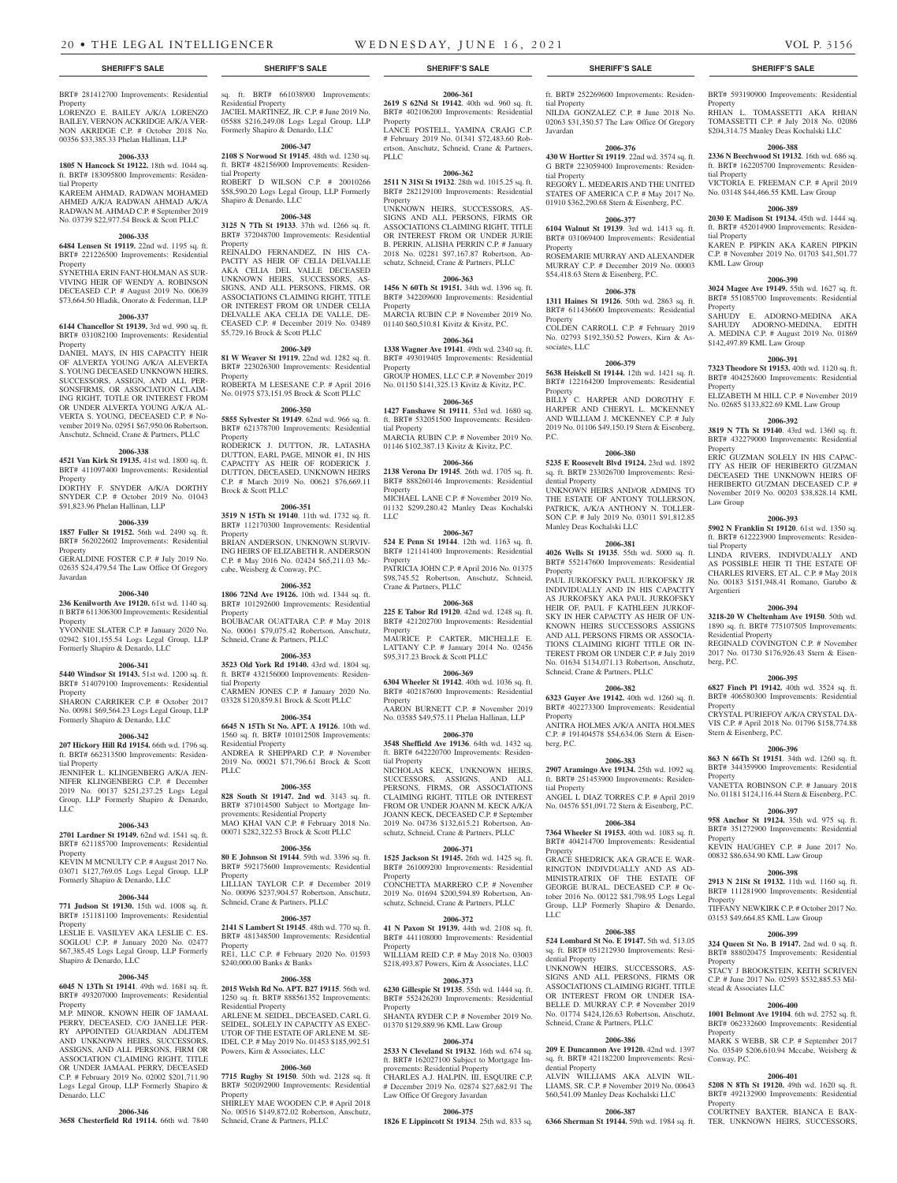## SHERIFF'S SALE

BRT# 281412700 Improvements: Residential Property
LORENZO E. BAILEY A/K/A LORENZO BAILEY, VERNON ACKRIDGE A/K/A VERNON AKRIDGE C.P. # October 2018 No. 00356 $33,385.33 Phelan Hallinan, LLP

**2006-333**

**1805 N Hancock St 19122.** 18th wd. 1044 sq. ft. BRT# 183095800 Improvements: Residential Property
KAREEM AHMAD, RADWAN MOHAMED AHMED A/K/A RADWAN AHMAD A/K/A RADWAN M. AHMAD C.P. # September 2019 No. 03739 $22,977.54 Brock & Scott PLLC

**2006-335**

**6484 Lensen St 19119.** 22nd wd. 1195 sq. ft. BRT# 221226500 Improvements: Residential Property
SYNETHIA ERIN FANT-HOLMAN AS SURVIVING HEIR OF WENDY A. ROBINSON DECEASED C.P. # August 2019 No. 00639 $73,664.50 Hladik, Onorato & Federman, LLP

**2006-337**

**6144 Chancellor St 19139.** 3rd wd. 990 sq. ft. BRT# 031082100 Improvements: Residential Property
DANIEL MAYS, IN HIS CAPACITY HEIR OF ALVERTA YOUNG A/K/A ALEVERTA S. YOUNG DECEASED UNKNOWN HEIRS, SUCCESSORS, ASSIGN, AND ALL PERSONSFIRMS, OR ASSOCIATION CLAIMING RIGHT, TOTLE OR INTEREST FROM OR UNDER ALVERTA YOUNG A/K/A ALVERTA S. YOUNG, DECEASED C.P. # November 2019 No. 02951 $67,950.06 Robertson, Anschutz, Schneid, Crane & Partners, PLLC

**2006-338**

**4521 Van Kirk St 19135.** 41st wd. 1800 sq. ft. BRT# 411097400 Improvements: Residential Property
DORTHY F. SNYDER A/K/A DORTHY SNYDER C.P. # October 2019 No. 01043 $91,823.96 Phelan Hallinan, LLP

**2006-339**

**1857 Fuller St 19152.** 56th wd. 2490 sq. ft. BRT# 562022602 Improvements: Residential Property
GERALDINE FOSTER C.P. # July 2019 No. 02635 $24,479.54 The Law Office Of Gregory Javardan

**2006-340**

**236 Kenilworth Ave 19120.** 61st wd. 1140 sq. ft BRT# 611306300 Improvements: Residential Property
YVONNIE SLATER C.P. # January 2020 No. 02942 $101,155.54 Logs Legal Group, LLP Formerly Shapiro & Denardo, LLC

**2006-341**

**5440 Windsor St 19143.** 51st wd. 1200 sq. ft. BRT# 514079100 Improvements: Residential Property
SHARON CARRIKER C.P. # October 2017 No. 00981 $69,564.23 Logs Legal Group, LLP Formerly Shapiro & Denardo, LLC

**2006-342**

**207 Hickory Hill Rd 19154.** 66th wd. 1796 sq. ft. BRT# 662313500 Improvements: Residential Property
JENNIFER L. KLINGENBERG A/K/A JENNIFER KLINGENBERG C.P. # December 2019 No. 00137 $251,237.25 Logs Legal Group, LLP Formerly Shapiro & Denardo, LLC

**2006-343**

**2701 Lardner St 19149.** 62nd wd. 1541 sq. ft. BRT# 621185700 Improvements: Residential Property
KEVIN M MCNULTY C.P. # August 2017 No. 03071 $127,769.05 Logs Legal Group, LLP Formerly Shapiro & Denardo, LLC

**2006-344**

**771 Judson St 19130.** 15th wd. 1008 sq. ft. BRT# 151181100 Improvements: Residential Property
LESLIE E. VASILYEV AKA LESLIE C. ESSOGLOU C.P. # January 2020 No. 02477 $67,385.45 Logs Legal Group, LLP Formerly Shapiro & Denardo, LLC

**2006-345**

**6045 N 13Th St 19141.** 49th wd. 1681 sq. ft. BRT# 493207000 Improvements: Residential Property
M.P. MINOR, KNOWN HEIR OF JAMAAL PERRY, DECEASED, C/O JANELLE PERRY APPOINTED GUARDIAN ADLITEM AND UNKNOWN HEIRS, SUCCESSORS, ASSIGNS, AND ALL PERSONS, FIRM OR ASSOCIATION CLAIMING RIGHT, TITLE OR UNDER JAMAAL PERRY, DECEASED C.P. # February 2019 No. 02002 $201,711.90 Logs Legal Group, LLP Formerly Shapiro & Denardo, LLC

**2006-346**

**3658 Chesterfield Rd 19114.** 66th wd. 7840 sq. ft. BRT# 661038900 Improvements: Residential Property
JACIEL MARTINEZ, JR. C.P. # June 2019 No. 05588 $216,249.08 Logs Legal Group, LLP Formerly Shapiro & Denardo, LLC

**2006-347**

**2108 S Norwood St 19145.** 48th wd. 1230 sq. ft. BRT# 482156900 Improvements: Residential Property
ROBERT D WILSON C.P. # 20010266 $58,590.20 Logs Legal Group, LLP Formerly Shapiro & Denardo, LLC

**2006-348**

**3125 N 7Th St 19133.** 37th wd. 1266 sq. ft. BRT# 372048700 Improvements: Residential Property
REINALDO FERNANDEZ, IN ITS CAPACITY AS HEIR OF CELIA DELVALLE AKA CELIA DEL VALLE DECEASED UNKNOWN HEIRS, SUCCESSORS, ASSIGNS, AND ALL PERSONS, FIRMS, OR ASSOCIATIONS CLAIMING RIGHT, TITLE OR INTEREST FROM OR UNDER CELIA DELVALLE AKA CELIA DE VALLE, DECEASED C.P. # December 2019 No. 03489 $5,729.16 Brock & Scott PLLC

**2006-349**

**81 W Weaver St 19119.** 22nd wd. 1282 sq. ft. BRT# 223026300 Improvements: Residential Property
ROBERTA M LESESANE C.P. # April 2016 No. 01975 $73,151.95 Brock & Scott PLLC

**2006-350**

**5855 Sylvester St 19149.** 62nd wd. 966 sq. ft. BRT# 621378700 Improvements: Residential Property
RODERICK J. DUTTON, JR, LATASHA DUTTON, EARL PAGE, MINOR #1, IN HIS CAPACITY AS HEIR OF RODERICK J. DUTTON, DECEASED, UNKNOWN HEIRS C.P. # March 2019 No. 00621 $76,669.11 Brock & Scott PLLC

**2006-351**

**3519 N 15Th St 19140.** 11th wd. 1732 sq. ft. BRT# 112170300 Improvements: Residential Property
BRIAN ANDERSON, UNKNOWN SURVIVING HEIRS OF ELIZABETH R. ANDERSON C.P. # May 2016 No. 02424 $65,211.03 Mccabe, Weisberg & Conway, P.C.

**2006-352**

**1806 72Nd Ave 19126.** 10th wd. 1344 sq. ft. BRT# 101292600 Improvements: Residential Property
BOUBACAR OUATTARA C.P. # May 2018 No. 00061 $79,075.42 Robertson, Anschutz, Schneid, Crane & Partners, PLLC

**2006-353**

**3523 Old York Rd 19140.** 43rd wd. 1804 sq. ft. BRT# 432156000 Improvements: Residential Property
CARMEN JONES C.P. # January 2020 No. 03328 $120,859.81 Brock & Scott PLLC

**2006-354**

**6645 N 15Th St No. APT. A 19126.** 10th wd. 1560 sq. ft. BRT# 101012508 Improvements: Residential Property
ANDREA R SHEPPARD C.P. # November 2019 No. 00021 $71,796.61 Brock & Scott PLLC

**2006-355**

**828 South St 19147. 2nd wd.** 3143 sq. ft. BRT# 871014500 Subject to Mortgage Improvements: Residential Property
MAO KHAI VAN C.P. # February 2018 No. 00071 $282,322.53 Brock & Scott PLLC

**2006-356**

**80 E Johnson St 19144.** 59th wd. 3396 sq. ft. BRT# 592175600 Improvements: Residential Property
LILLIAN TAYLOR C.P. # December 2019 No. 00096 $237,904.57 Robertson, Anschutz, Schneid, Crane & Partners, PLLC

**2006-357**

**2141 S Lambert St 19145.** 48th wd. 770 sq. ft. BRT# 481348500 Improvements: Residential Property
RE1, LLC C.P. # February 2020 No. 01593 $240,000.00 Banks & Banks

**2006-358**

**2015 Welsh Rd No. APT. B27 19115.** 56th wd. 1250 sq. ft. BRT# 888561352 Improvements: Residential Property
ARLENE M. SEIDEL, DECEASED, CARL G. SEIDEL, SOLELY IN CAPACITY AS EXECUTOR OF THE ESTATE OF ARLENE M. SEIDEL C.P. # May 2019 No. 01453 $185,992.51 Powers, Kirn & Associates, LLC

**2006-360**

**7715 Rugby St 19150.** 50th wd. 2128 sq. ft BRT# 502092900 Improvements: Residential Property
SHIRLEY MAE WOODEN C.P. # April 2018 No. 00516 $149,872.02 Robertson, Anschutz, Schneid, Crane & Partners, PLLC

**2006-361**

**2619 S 62Nd St 19142.** 40th wd. 960 sq. ft. BRT# 402106200 Improvements: Residential Property
LANCE POSTELL, YAMINA CRAIG C.P. # February 2019 No. 01341 $72,483.60 Robertson, Anschutz, Schneid, Crane & Partners, PLLC

**2006-362**

**2511 N 31St St 19132.** 28th wd. 1015.25 sq. ft. BRT# 281129100 Improvements: Residential Property
UNKNOWN HEIRS, SUCCESSORS, ASSIGNS AND ALL PERSONS, FIRMS OR ASSOCIATIONS CLAIMING RIGHT, TITLE OR INTEREST FROM OR UNDER JURIE B. PERRIN, ALISHA PERRIN C.P. # January 2018 No. 02281 $97,167.87 Robertson, Anschutz, Schneid, Crane & Partners, PLLC

**2006-363**

**1456 N 60Th St 19151.** 34th wd. 1396 sq. ft. BRT# 342209600 Improvements: Residential Property
MARCIA RUBIN C.P. # November 2019 No. 01140 $60,510.81 Kivitz & Kivitz, P.C.

**2006-364**

**1338 Wagner Ave 19141.** 49th wd. 2340 sq. ft. BRT# 493019405 Improvements: Residential Property
GROUP HOMES, LLC C.P. # November 2019 No. 01150 $141,325.13 Kivitz & Kivitz, P.C.

**2006-365**

**1427 Fanshawe St 19111.** 53rd wd. 1680 sq. ft. BRT# 532051500 Improvements: Residential Property
MARCIA RUBIN C.P. # November 2019 No. 01146 $102,387.13 Kivitz & Kivitz, P.C.

**2006-366**

**2138 Verona Dr 19145.** 26th wd. 1705 sq. ft. BRT# 888260146 Improvements: Residential Property
MICHAEL LANE C.P. # November 2019 No. 01132 $299,280.42 Manley Deas Kochalski LLC

**2006-367**

**524 E Penn St 19144.** 12th wd. 1163 sq. ft. BRT# 121141400 Improvements: Residential Property
PATRICIA JOHN C.P. # April 2016 No. 01375 $98,745.52 Robertson, Anschutz, Schneid, Crane & Partners, PLLC

**2006-368**

**225 E Tabor Rd 19120.** 42nd wd. 1248 sq. ft. BRT# 421202700 Improvements: Residential Property
MAURICE P. CARTER, MICHELLE E. LATTANY C.P. # January 2014 No. 02456 $95,317.23 Brock & Scott PLLC

**2006-369**

**6304 Wheeler St 19142.** 40th wd. 1036 sq. ft. BRT# 402187600 Improvements: Residential Property
AARON BURNETT C.P. # November 2019 No. 03585 $49,575.11 Phelan Hallinan, LLP

**2006-370**

**3548 Sheffield Ave 19136.** 64th wd. 1432 sq. ft. BRT# 642220700 Improvements: Residential Property
NICHOLAS KECK, UNKNOWN HEIRS, SUCCESSORS, ASSIGNS, AND ALL PERSONS, FIRMS, OR ASSOCIATIONS CLAIMING RIGHT, TITLE OR INTEREST FROM OR UNDER JOANN M. KECK A/K/A JOANN KECK, DECEASED C.P. # September 2019 No. 04736 $132,615.21 Robertson, Anschutz, Schneid, Crane & Partners, PLLC

**2006-371**

**1525 Jackson St 19145.** 26th wd. 1425 sq. ft. BRT# 261009200 Improvements: Residential Property
CONCHETTA MARRERO C.P. # November 2019 No. 01694 $200,594.89 Robertson, Anschutz, Schneid, Crane & Partners, PLLC

**2006-372**

**41 N Paxon St 19139.** 44th wd. 2108 sq. ft. BRT# 441108000 Improvements: Residential Property
WILLIAM REID C.P. # May 2018 No. 03003 $218,493.87 Powers, Kirn & Associates, LLC

**2006-373**

**6230 Gillespie St 19135.** 55th wd. 1444 sq. ft. BRT# 552426200 Improvements: Residential Property
SHANTA RYDER C.P. # November 2019 No. 01370 $129,889.96 KML Law Group

**2006-374**

**2533 N Cleveland St 19132.** 16th wd. 674 sq. ft. BRT# 162027100 Subject to Mortgage Improvements: Residential Property
CHARLES A.J. HALPIN, III, ESQUIRE C.P. # December 2019 No. 02874 $27,682.91 The Law Office Of Gregory Javardan

**2006-375**

**1826 E Lippincott St 19134.** 25th wd. 833 sq. ft. BRT# 252269600 Improvements: Residential Property
NILDA GONZALEZ C.P. # June 2018 No. 02063 $31,350.57 The Law Office Of Gregory Javardan

**2006-376**

**430 W Hortter St 19119.** 22nd wd. 3574 sq. ft. G BRT# 223059400 Improvements: Residential Property
REGORY L. MEDEARIS AND THE UNITED STATES OF AMERICA C.P. # May 2017 No. 01910 $362,290.68 Stern & Eisenberg, P.C.

**2006-377**

**6104 Walnut St 19139.** 3rd wd. 1413 sq. ft. BRT# 031069400 Improvements: Residential Property
ROSEMARIE MURRAY AND ALEXANDER MURRAY C.P. # December 2019 No. 00003 $54,418.63 Stern & Eisenberg, P.C.

**2006-378**

**1311 Haines St 19126.** 50th wd. 2863 sq. ft. BRT# 611436600 Improvements: Residential Property
COLDEN CARROLL C.P. # February 2019 No. 02793 $192,350.52 Powers, Kirn & Associates, LLC

**2006-379**

**5638 Heiskell St 19144.** 12th wd. 1421 sq. ft. BRT# 122164200 Improvements: Residential Property
BILLY C. HARPER AND DOROTHY F. HARPER AND CHERYL L. MCKENNEY AND WILLIAM J. MCKENNEY C.P. # July 2019 No. 01106 $49,150.19 Stern & Eisenberg, P.C.

**2006-380**

**5235 E Roosevelt Blvd 19124.** 23rd wd. 1892 sq. ft. BRT# 233026700 Improvements: Residential Property
UNKNOWN HEIRS AND/OR ADMINS TO THE ESTATE OF ANTONY TOLLERSON, PATRICK, A/K/A ANTHONY N. TOLLERSON C.P. # July 2019 No. 03011 $91,812.85 Manley Deas Kochalski LLC

**2006-381**

**4026 Wells St 19135.** 55th wd. 5000 sq. ft. BRT# 552147600 Improvements: Residential Property
PAUL JURKOFSKY PAUL JURKOFSKY JR INDIVIDUALLY AND IN HIS CAPACITY AS JURKOFSKY AKA PAUL JURKOFSKY HEIR OF, PAUL F KATHLEEN JURKOFSKY IN HER CAPACITY AS HEIR OF UNKNOWN HEIRS SUCCESSORS ASSIGNS AND ALL PERSONS FIRMS OR ASSOCIATIONS CLAIMING RIGHT TITLE OR INTEREST FROM OR UNDER C.P. # July 2019 No. 01634 $134,071.13 Robertson, Anschutz, Schneid, Crane & Partners, PLLC

**2006-382**

**6323 Guyer Ave 19142.** 40th wd. 1260 sq. ft. BRT# 402273300 Improvements: Residential Property
ANITRA HOLMES A/K/A ANITA HOLMES C.P. # 191404578 $54,634.06 Stern & Eisenberg, P.C.

**2006-383**

**2907 Aramingo Ave 19134.** 25th wd. 1092 sq. ft. BRT# 251453900 Improvements: Residential Property
ANGEL L DIAZ TORRES C.P. # April 2019 No. 04576 $51,091.72 Stern & Eisenberg, P.C.

**2006-384**

**7364 Wheeler St 19153.** 40th wd. 1083 sq. ft. BRT# 404214700 Improvements: Residential Property
GRACE SHEDRICK AKA GRACE E. WARRINGTON INDIVDUALLY AND AS ADMINISTRATRIX OF THE ESTATE OF GEORGE BURAL, DECEASED C.P. # October 2016 No. 00122 $81,798.95 Logs Legal Group, LLP Formerly Shapiro & Denardo, LLC

**2006-385**

**524 Lombard St No. E 19147.** 5th wd. 513.05 sq. ft. BRT# 051212930 Improvements: Residential Property
UNKNOWN HEIRS, SUCCESSORS, ASSIGNS AND ALL PERSONS, FIRMS OR ASSOCIATIONS CLAIMING RIGHT, TITLE OR INTEREST FROM OR UNDER ISABELLE D. MURRAY C.P. # November 2019 No. 01774 $424,126.63 Robertson, Anschutz, Schneid, Crane & Partners, PLLC

**2006-386**

**209 E Duncannon Ave 19120.** 42nd wd. 1397 sq. ft. BRT# 421182200 Improvements: Residential Property
ALVIN WILLIAMS AKA ALVIN WILLIAMS, SR. C.P. # November 2019 No. 00643 $60,541.09 Manley Deas Kochalski LLC

**2006-387**

**6366 Sherman St 19144.** 59th wd. 1984 sq. ft. BRT# 593190900 Improvements: Residential Property
RHIAN L. TOMASSETTI AKA RHIAN TOMASSETTI C.P. # July 2018 No. 02086 $204,314.75 Manley Deas Kochalski LLC

**2006-388**

**2336 N Beechwood St 19132.** 16th wd. 686 sq. ft. BRT# 162205700 Improvements: Residential Property
VICTORIA E. FREEMAN C.P. # April 2019 No. 03148 $44,466.55 KML Law Group

**2006-389**

**2030 E Madison St 19134.** 45th wd. 1444 sq. ft. BRT# 452014900 Improvements: Residential Property
KAREN P. PIPKIN AKA KAREN PIPKIN C.P. # November 2019 No. 01703 $41,501.77 KML Law Group

**2006-390**

**3024 Magee Ave 19149.** 55th wd. 1627 sq. ft. BRT# 551085700 Improvements: Residential Property
SAHUDY E. ADORNO-MEDINA AKA SAHUDY ADORNO-MEDINA, EDITH A. MEDINA C.P. # August 2019 No. 01869 $142,497.89 KML Law Group

**2006-391**

**7323 Theodore St 19153.** 40th wd. 1120 sq. ft. BRT# 404252600 Improvements: Residential Property
ELIZABETH M HILL C.P. # November 2019 No. 02685 $133,822.69 KML Law Group

**2006-392**

**3819 N 7Th St 19140.** 43rd wd. 1360 sq. ft. BRT# 432279000 Improvements: Residential Property
ERIC GUZMAN SOLELY IN HIS CAPACITY AS HEIR OF HERIBERTO GUZMAN DECEASED THE UNKNOWN HEIRS OF HERIBERTO GUZMAN DECEASED C.P. # November 2019 No. 00203 $38,828.14 KML Law Group

**2006-393**

**5902 N Franklin St 19120.** 61st wd. 1350 sq. ft. BRT# 612223900 Improvements: Residential Property
LINDA RIVERS, INDIVDUALLY AND AS POSSIBLE HEIR TI THE ESTATE OF CHARLES RIVERS, ET AL. C.P. # May 2018 No. 00183 $151,948.41 Romano, Garubo & Argentieri

**2006-394**

**3218-20 W Cheltenham Ave 19150.** 50th wd. 1890 sq. ft. BRT# 775107505 Improvements: Residential Property
REGINALD COVINGTON C.P. # November 2017 No. 01730 $176,926.43 Stern & Eisenberg, P.C.

**2006-395**

**6827 Finch Pl 19142.** 40th wd. 3524 sq. ft. BRT# 406580300 Improvements: Residential Property
CRYSTAL PURIEFOY A/K/A CRYSTAL DAVIS C.P. # April 2018 No. 01796 $158,774.88 Stern & Eisenberg, P.C.

**2006-396**

**863 N 66Th St 19151.** 34th wd. 1260 sq. ft. BRT# 344359900 Improvements: Residential Property
VANETTA ROBINSON C.P. # January 2018 No. 01181 $124,116.44 Stern & Eisenberg, P.C.

**2006-397**

**958 Anchor St 19124.** 35th wd. 975 sq. ft. BRT# 351272900 Improvements: Residential Property
KEVIN HAUGHEY C.P. # June 2017 No. 00832 $86,634.90 KML Law Group

**2006-398**

**2913 N 21St St 19132.** 11th wd. 1160 sq. ft. BRT# 111281900 Improvements: Residential Property
TIFFANY NEWKIRK C.P. # October 2017 No. 03153 $49,664.85 KML Law Group

**2006-399**

**324 Queen St No. B 19147.** 2nd wd. 0 sq. ft. BRT# 888020475 Improvements: Residential Property
STACY J BROOKSTEIN, KEITH SCRIVEN C.P. # June 2017 No. 02593 $532,885.53 Milstead & Associates LLC

**2006-400**

**1001 Belmont Ave 19104.** 6th wd. 2752 sq. ft. BRT# 062332600 Improvements: Residential Property
MARK S WEBB, SR C.P. # September 2017 No. 03549 $206,610.94 Mccabe, Weisberg & Conway, P.C.

**2006-401**

**5208 N 8Th St 19120.** 49th wd. 1620 sq. ft. BRT# 492132900 Improvements: Residential Property
COURTNEY BAXTER, BIANCA E BAXTER, UNKNOWN HEIRS, SUCCESSORS,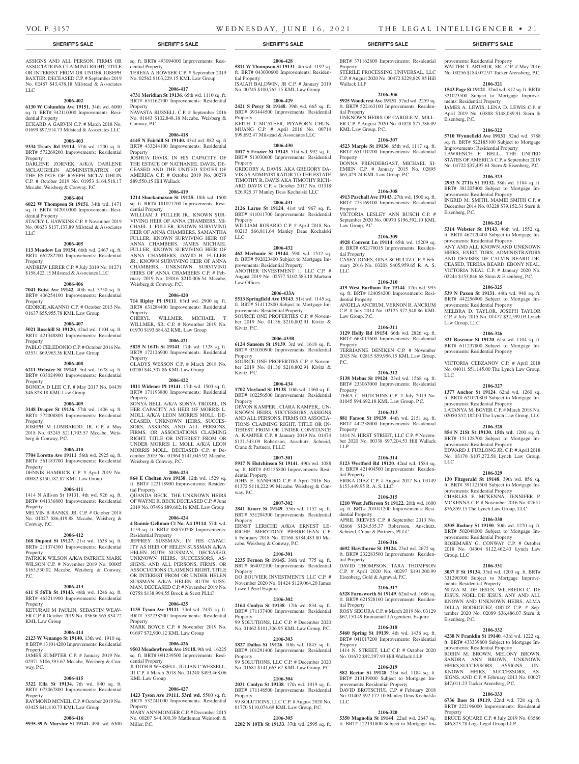ASSIGNS AND ALL PERSON, FIRMS OR ASSOCIATIONS CLAIMING RIGHT, TITLE OR INTEREST FROM OR UNDER JOSEPH BAXTER, DECEASED C.P. # September 2019 No. 02487 $43,438.18 Milstead & Associates LLC

**2006-402**

**6130 W Columbia Ave 19151.** 34th wd. 6000 sq. ft. BRT# 342110300 Improvements: Residential Property
ECKARD A GARVIN C.P. # March 2018 No. 01699 $97,914.73 Milstead & Associates LLC

**2006-403**

**9334 Treaty Rd 19114.** 57th wd. 1200 sq. ft. BRT# 572269200 Improvements: Residential Property
DARLENE ZORNEK A/K/A DARLENE MCLAUGHLIN ADMINISTRATRIX OF THE ESTATE OF JOSEPH MCLAUGHLIN C.P. # October 2019 No. 01953 $164,518.17 Mccabe, Weisberg & Conway, P.C.

**2006-404**

**6022 W Thompson St 19151.** 34th wd. 1471 sq. ft. BRT# 342010300 Improvements: Residential Property
STACEY L HAWKINS C.P. # November 2019 No. 00633 $137,137.89 Milstead & Associates LLC

**2006-405**

**113 Meadow Ln 19154.** 66th wd. 2467 sq. ft. BRT# 662282200 Improvements: Residential Property
ANDREW LERER C.P. # July 2019 No. 01271 $158,422.15 Milstead & Associates LLC

**2006-406**

**7041 Buist Ave 19142.** 40th wd. 3750 sq. ft. BRT# 406254100 Improvements: Residential Property
GEORGE AKANNO C.P. # October 2013 No. 01637 $55,955.78 KML Law Group

**2006-407**

**5021 Rosehill St 19120.** 42nd wd. 1104 sq. ft. BRT# 421348800 Improvements: Residential Property
PABLO CELEDONIO C.P. # October 2016 No. 03531 $69,963.36 KML Law Group

**2006-408**

**6211 Webster St 19143.** 3rd wd. 1678 sq. ft. BRT# 033024900 Improvements: Residential Property
BONICA D LEE C.P. # May 2017 No. 04439 $46,828.18 KML Law Group

**2006-409**

**3148 Draper St 19136.** 57th wd. 1406 sq. ft. BRT# 572008805 Improvements: Residential Property
JOSEPH M LOMBARDO, JR. C.P. # May 2018 No. 03245 $211,703.57 Mccabe, Weisberg & Conway, P.C.

**2006-410**

**7704 Loretto Ave 19111.** 56th wd. 2925 sq. ft. BRT# 561183700 Improvements: Residential Property
DENNIS HAMRICK C.P. # April 2019 No. 00082 $150,182.87 KML Law Group

**2006-411**

1414 N Allison St 19131. 4th wd. 926 sq. ft. BRT# 041336800 Improvements: Residential Property
MELVIN B BANKS, JR. C.P. # October 2018 No. 01027 $86,419.88 Mccabe, Weisberg & Conway, P.C.

**2006-412**

**168 Dupont St 19127.** 21st wd. 1638 sq. ft. BRT# 211374300 Improvements: Residential Property
PATRICK WILSON A/K/A PATRICK MARK WILSON C.P. # November 2019 No. 00005 $163,530.02 Mccabe, Weisberg & Conway, P.C.

**2006-413**

**611 S 56Th St 19143.** 46th wd. 1246 sq. ft. BRT# 463211900 Improvements: Residential Property
KETURAH M PAULIN, SEBASTIAN WEAVER C.P. # October 2019 No. 03636 $65,834.72 KML Law Group

**2006-414**

**2123 W Venango St 19140.** 13th wd. 1910 sq. ft BRT# 131014200 Improvements: Residential Property
JAMES SUMPTER C.P. # January 2019 No. 02971 $106,393.67 Mccabe, Weisberg & Conway, P.C.

**2006-415**

**3322 Ella St 19134.** 7th wd. 840 sq. ft. BRT# 073067800 Improvements: Residential Property
RAYMOND MCNEIL C.P. # October 2019 No. 03425 $41,810.73 KML Law Group

**2006-416**

**5935-39 N Marvine St 19141.** 49th wd. 6300 sq. ft. BRT# 493094000 Improvements: Residential Property
TERESA A BOWSER C.P. # September 2019 No. 02562 $103,229.15 KML Law Group

**2006-417**

**4731 Meridian St 19136.** 65th wd. 1110 sq. ft. BRT# 651162700 Improvements: Residential Property
NAVASTA RUSSELL C.P. # September 2016 No. 01643 $102,848.18 Mccabe, Weisberg & Conway, P.C.

**2006-418**

**4145 N Fairhill St 19140.** 43rd wd. 882 sq. ft BRT# 433244100 Improvements: Residential Property
JOSHUA DAVIS, IN HIS CAPACITY OF THE ESTATE OF NATHANIEL DAVIS, DECEASED AND THE UNITED STATES OF AMERICA C.P. # October 2019 No. 00279 $89,550.15 Hill Wallack

**2006-419**

**1214 Shackamaxon St 19125.** 18th wd. 1500 sq. ft. BRT# 181021700 Improvements: Residential Property
WILLIAM J. FULLER JR., KNOWN SURVIVING HEIR OF ANNA CHAMBERS, MICHAEL J. FULLER, KNOWN SURVIVING HEIR OF ANNA CHAMBERS, SAMANTHA FULLER, KNOWN SURVIVING HEIR OF ANNA CHAMBERS, JAMES MICHAEL FULLER, KNOWN SURVIVING HEIR OF ANNA CHAMBERS, DAVID H. FULLER JR., KNOWN SURVIVING HEIR OF ANNA CHAMBERS, UNKNOWN SURVIVING HEIRS OF ANNA CHAMBERS C.P. # February 2019 No. 03016 $210,006.54 Mccabe, Weisberg & Conway, P.C.

**2006-420**

**714 Ripley Pl 19111.** 63rd wd. 2900 sq. ft. BRT# 631284400 Improvements: Residential Property
CHERYL WILLMER, MICHAEL T WILLMER, SR. C.P. # November 2019 No. 01970 $193,684.62 KML Law Group

**2006-421**

**5825 N 16Th St 19141.** 17th wd. 1328 sq. ft. BRT# 172126900 Improvements: Residential Property
GLADYS WESSON C.P. # March 2018 No. 00280 $44,307.86 KML Law Group

**2006-422**

**1811 Widener Pl 19141.** 17th wd. 1503 sq. ft. BRT# 171193800 Improvements: Residential Property
SONYA BELL A/K/A SONYA TROXEL, IN HER CAPACITY AS HEIR OF MORRIS L. MOLL A/K/A LEON MORRIS MOLL, DECEASED, UNKNOWN HEIRS, SUCCESSORS, ASSIGNS, AND ALL PERSONS, FIRMS, OR ASSOCIATIONS CLAIMING RIGHT, TITLE OR INTEREST FROM OR UNDER MORRIS L. MOLL A/K/A LEON MORRIS MOLL, DECEASED C.P. # December 2019 No. 01964 $141,045.92 Mccabe, Weisberg & Conway, P.C.

**2006-423**

**864 E Chelten Ave 19138.** 12th wd. 1529 sq. ft. BRT# 122118900 Improvements: Residential Property
QUANDA BECK, THE UNKNOWN HEIRS OF WAYNE R. BECK DECEASED C.P. # June 2019 No. 07496 $89,602.16 KML Law Group

**2006-424**

**4 Bonnie Gellman Ct No. A4 19114.** 57th wd. 1159 sq. ft. BRT# 888570208 Improvements: Residential Property
JEFFREY SUSSMAN, IN HIS CAPACITY AS HEIR OF HELEN SUSSMAN A/K/A HELEN RUTH SUSSMAN, DECEASED, UNKNOWN HEIRS, SUCCESSORS, ASSIGNS, AND ALL PERSONS, FIRMS, OR ASSOCIATIONS CLAIMING RIGHT, TITLE OR INTEREST FROM OR UNDER HELEN SUSSMAN A/K/A HELEN RUTH SUSSMAN, DECEASED C.P. # November 2019 No. 02758 $138,994.55 Brock & Scott PLLC

**2006-425**

**1135 Tyson Ave 19111.** 53rd wd. 2437 sq. ft. BRT# 532238200 Improvements: Residential Property
MARK BOYCE C.P. # November 2019 No. 01697 $72,900.12 KML Law Group

**2006-426**

**9503 Meadowbrook Ave 19118.** 9th wd. 16225 sq. ft. BRT# 091239500 Improvements: Residential Property
JUDITH B WESSELL, JULIAN C WESSELL, III C.P. # March 2018 No. 01240 $493,468.06 KML Law Group

**2006-427**

**1423 Tyson Ave 19111. 53rd wd.** 5500 sq. ft. BRT# 532241000 Improvements: Residential Property
MARY ANN MONGER C.P. # December 2015 No. 00207 $44,300.39 Mattleman Weinroth & Miller, P.C.

**2006-428**

**5811 W Thompson St 19131.** 4th wd. 1192 sq. ft. BRT# 043030600 Improvements: Residential Property
ISAIAH BALDWIN, JR C.P. # January 2019 No. 00745 $100,765.15 KML Law Group

**2006-429**

**2421 S Percy St 19148.** 39th wd. 665 sq. ft. BRT# 393444500 Improvements: Residential Property
KEITH T MCATEER, PIYAPORN CHUNMUANG C.P. # April 2016 No. 00714 $99,692.47 Milstead & Associates LLC

**2006-430**

**1017 S Frazier St 19143.** 51st wd. 992 sq. ft. BRT# 513030600 Improvements: Residential Property
GREGORY A. DAVIS, AKA GREGORY DAVIS AS ADMINISTRATOR TO THE ESTATE TIMOTHY R. DAVIS AKA TIMOTHY RICHARD DAVIS C.P. # October 2017 No. 01318 $26,925.37 Manley Deas Kochalski LLC

**2006-431**

**2126 Larue St 19124.** 41st wd. 967 sq. ft. BRT# 411011700 Improvements: Residential Property
WILLIAM ROSARIO C.P. # April 2018 No. 00213 $66,811.64 Manley Deas Kochalski LLC

**2006-432**

**462 Mechanic St 19144.** 59th wd. 1512 sq. ft. BRT# 592023400 Subject to Mortgage Improvements: Residential Property
ANOTHER INVESTMENT 1, LLC C.P. # August 2019 No. 02577 $102,583.18 Martson Law Offices

**2006-433A**

**5513 Springfield Ave 19143.** 51st wd. 1145 sq. ft. BRT# 514112800 Subject to Mortgage Improvements: Residential Property
SOURCE ONE PROPERTIES C.P. # November 2019 No. 01136 $210,802.91 Kivitz & Kivitz, P.C.

**2006-433B**

**6124 Sansom St 19139.** 3rd wd. 1618 sq. ft. BRT# 031050900 Improvements: Residential Property
SOURCE ONE PROPERTIES C.P. # November 2019 No. 01136 $210,802.91 Kivitz & Kivitz, P.C.

**2006-434**

**1702 Mayland St 19138.** 10th wd. 1360 sq. ft. BRT# 102256500 Improvements: Residential Property
DEVON KAMPER., CIARA KAMPER., UNKNOWN HEIRS, SUCCESSORS, ASSIGNS AND ALL PERSONS, FIRMS OR ASSOCIATIONS CLAIMING RIGHT, TITLE OR INTEREST FROM OR UNDER CONSTANCE A. KAMPER C.P. # January 2019 No. 01474 $121,543.09 Robertson, Anschutz, Schneid, Crane & Partners, PLLC

**2007-301**

**5917 N Hutchinson St 19141.** 49th wd. 1088 sq. ft. BRT# 492155800 Improvements: Residential Property
JOHN E. SANFORD C.P. # April 2016 No. 01372 $118,222.99 Mccabe, Weisberg & Conway, P.C.

**2007-302**

**2841 Knorr St 19149.** 55th wd. 1152 sq. ft. BRT# 551204300 Improvements: Residential Property
ERNST LERICHE A/K/A ERNEST LERICHE, MERYTONY PIERRE-JEAN C.P. # February 2018 No. 02168 $184,483.80 Mccabe, Weisberg & Conway, P.C.

**2106-301**

**2235 Fernon St 19145.** 36th wd. 775 sq. ft. BRT# 364072100 Improvements: Residential Property
DO BOUVIER INVESTMENTS LLC C.P. # November 2020 No. 01424 $129,064.20 James Lowell Pearl Esquire

**2106-302**

**2164 Conlyn St 19138.** 17th wd. 834 sq. ft. BRT# 171137400 Improvements: Residential Property
99 SOLUTIONS, LLC C.P. # December 2020 No. 01462 $101,306.95 KML Law Group, P.C.

**2106-303**

**1827 Dallas St 19126.** 10th wd. 1845 sq. ft. BRT# 101291400 Improvements: Residential Property
99 SOLUTIONS, LLC C.P. # December 2020 No. 01681 $141,663.62 KML Law Group, P.C.

**2106-304**

**2031 Conlyn St 19138.** 17th wd. 1019 sq. ft. BRT# 171148500 Improvements: Residential Property
99 SOLUTIONS, LLC C.P. # August 2020 No. 01770 $110,074.69 KML Law Group, P.C.

**2106-305**

**2202 N 10Th St 19133.** 37th wd. 2595 sq. ft. BRT# 371162800 Improvements: Residential Property
STERILE PROCESSING UNIVERSAL, LLC C.P. # August 2020 No. 00472 $229,829.95 Hill Wallack LLP

**2106-306**

**5925 Woodcrest Ave 19131.** 52nd wd. 2259 sq. ft. BRT# 522163100 Improvements: Residential Property
UNKNOWN HEIRS OF CAROLE M. MILLER C.P. # August 2020 No. 01028 $77,786.09 KML Law Group, P.C.

**2106-307**

**4523 Marple St 19136.** 65th wd. 1117 sq. ft. BRT# 651110700 Improvements: Residential Property
DONNA PRENDERGAST, MICHAEL SIEMIEN C.P. # January 2015 No. 02895 $65,429.24 KML Law Group, P.C.

**2106-308**

**4913 Paschall Ave 19143.** 27th wd. 1500 sq. ft. BRT# 273169100 Improvements: Residential Property
VICTORIA LESLEY ANN BUSCH C.P. # September 2020 No. 00970 $196,592.10 KML Law Group, P.C.

**2106-309**

**4928 Convent Ln 19114.** 65th wd. 15209 sq. ft. BRT# 652170015 Improvements: Residential Property
CASEY JONES, GINA SCHULTZ C.P. # February 2016 No. 03208 $405,959.65 R. A. S. LLC

**2106-310**

**419 West Earlham Ter 19144.** 12th wd. 995 sq. ft. BRT# 124054200 Improvements: Residential Property
ANGELA ANCRUM, VERNON R. ANCRUM C.P. # July 2014 No. 02125 $72,948.86 KML Law Group, P.C.

**2106-311**

**3129 Holly Rd 19154.** 66th wd. 2826 sq. ft. BRT# 663017600 Improvements: Residential Property
TERRIANNE DENIKEN C.P. # November 2015 No. 02815 $59,956.15 KML Law Group, P.C.

**2106-312**

**5138 Mebus St 19124.** 23rd wd. 1568 sq. ft. BRT# 233067000 Improvements: Residential Property
TERA C. HUTCHINS C.P. # July 2019 No. 01045 $94,692.18 KML Law Group, P.C.

**2106-313**

**881 Farson St 19139.** 44th wd. 2151 sq. ft. BRT# 442238000 Improvements: Residential Property
1414 N. HIRST STREET, LLC C.P. # November 2020 No. 00338 $97,204.53 Hill Wallack LLP

**2106-314**

**5123 Westford Rd 19120.** 42nd wd. 1584 sq. ft. BRT# 421404500 Improvements: Residential Property
ERIKA DIAZ C.P. # August 2017 No. 03149 $153,449.95 R. A. S. LLC

**2106-315**

**1210 West Jefferson St 19122.** 20th wd. 1600 sq. ft. BRT# 201011200 Improvements: Residential Property
APRIL REEVES C.P. # September 2013 No. 02666 $124,535.37 Robertson, Anschutz, Schneid, Crane & Partners, PLLC

**2106-316**

**4692 Hawthorne St 19124.** 23rd wd. 2672 sq. ft. BRT# 232283500 Improvements: Residential Property
DAVID THOMPSON, TARA THOMPSON C.P. # April 2020 No. 00297 $191,200.99 Eisenberg, Gold & Agrawal, P.C.

**2106-317**

**6328 Farnsworth St 19149.** 62nd wd. 1686 sq. ft. BRT# 621528100 Improvements: Residential Property
ROSY SEGURA C.P. # March 2019 No. 03129 $67,150.49 Emmanuel J Argentieri, Esquire

**2106-318**

**5460 Spring St 19139.** 4th wd. 1438 sq. ft. BRT# 041017200 Improvements: Residential Property
1414 N. STREET, LLC C.P. # October 2020 No. 01672 $92,297.93 Hill Wallack LLP

**2106-319**

**582 Rector St 19128.** 21st wd. 1184 sq. ft. BRT# 213139000 Subject to Mortgage Improvements: Residential Property
DAVID BROTSCHUL C.P. # February 2018 No. 01402 $92,177.10 Manley Deas Kochalski LLC

**2106-320**

**5350 Magnolia St 19144.** 22nd wd. 2647 sq. ft. BRT# 122191800 Subject to Mortgage Improvements: Residential Property
WALTER T. ARTHUR, SR., C.P. # May 2016 No. 00256 $184,072.97 Tucker Arensberg, P.C.

**2106-321**

**1543 Page St 19121.** 32nd wd. 812 sq. ft. BRT# 321023500 Subject to Mortgage Improvements: Residential Property
JAMES A. LEWIS, LENA D. LEWIS C.P. # April 2019 No. 03888 $148,089.91 Stern & Eisenberg, P.C.

**2106-322**

**5710 Wynnefield Ave 19131.** 52nd wd. 3788 sq. ft. BRT# 522185100 Subject to Mortgage Improvements: Residential Property
LAWRENCE F. BELL, THE UNITED STATES OF AMERICA C.P. # September 2019 No. 04722 $37,497.61 Stern & Eisenberg, P.C.

**2106-323**

**2933 N 27Th St 19132.** 38th wd. 1184 sq. ft. BRT# 381205400 Subject to Mortgage Improvements: Residential Property
INGRID M. SMITH, MAMIE SMITH C.P. # December 2014 No. 03228 $79,152.31 Stern & Eisenberg, P.C.

**2106-324**

**5314 Webster St 19143.** 46th wd. 1552 sq. ft. BRT# 462120400 Subject to Mortgage Improvements: Residential Property
ANY AND ALL KNOWN AND UNKNOWN HEIRS, EXECUTORS, ADMINISTRATORS AND DEVISES OF CALVIN BEARD DECEASED, TERESA BEARD, EBONY NEAL, VICTORIA NEAL C.P. # January 2020 No. 02244 $153,846.68 Stern & Eisenberg, P.C.

**2106-325**

**539 N Paxon St 19131.** 44th wd. 940 sq. ft. BRT# 442256900 Subject to Mortgage Improvements: Residential Property
MELBRA D. TAYLOR, JOSEPH TAYLOR C.P. # July 2015 No. 01477 $32,599.03 Lynch Law Group, LLC

**2106-326**

**321 Rosemar St 19120.** 61st wd. 1104 sq. ft. BRT# 611237800 Subject to Mortgage Improvements: Residential Property

VICTORIA CEBZANOV C.P. # April 2018 No. 04011 $51,145.00 The Lynch Law Group, LLC

**2106-327**

**1377 Anchor St 19124.** 62nd wd. 1260 sq. ft. BRT# 621070800 Subject to Mortgage Improvements: Residential Property
LATANYA M. BOYER C.P. # March 2018 No. 02050 $52,182.00 The Lynch Law Group, LLC

**2106-328**

**854 N 21St St 19130. 15th wd.** 1200 sq. ft. BRT# 151128700 Subject to Mortgage Improvements: Residential Property
EDWARD J. FURLONG JR. C.P. # April 2018 No. 03170 $107,272.58 Lynch Law Group, LLC

**2106-329**

**130 Fitzgerald St 19148.** 39th wd. 856 sq. ft. BRT# 391121500 Subject to Mortgage Improvements: Residential Property
CHARLES F. MCKENNA, JENNIFER P. MCKENNA C.P. # November 2016 No. 02651 $76,859.15 The Lynch Law Group, LLC

**2106-330**

**8305 Rodney St 19150.** 50th wd. 1270 sq. ft. BRT# 502048000 Subject to Mortgage Improvements: Residential Property
ROSEMARY G. CONWAY C.P. # October 2018 No. 04304 $122,462.43 Lynch Law Group, LLC

**2106-331**

**3037 F St 19134.** 33rd wd. 1200 sq. ft. BRT# 331290300 Subject to Mortgage Improvements: Residential Property
NITZA M. DE JESUS, WILFREDO C. DE JESUS, NOEL DE JESUS, ANY AND ALL KNOWN AND UNKNOWN HEIRS, ALMA DILLA RODRIGUEZ ORTIZ C.P. # September 2020 No. 02089 $36,486.07 Stern & Eisenberg, P.C.

**2106-332**

**4238 N Franklin St 19140.** 43rd wd. 1222 sq. ft. BRT# 433339800 Subject to Mortgage Improvements: Residential Property
ROBIN M. BROWN, MELONY BROWN, SANDRA ANN BROWN, UNKNOWN HEIRS,SUCCESSORS, ASSIGNS, UNKNOWN HEIRS, SUCCESSORS, ASSIGNS, AND C.P. # February 2013 No. 00027 $47,011.23 Tucker Arensberg, P.C.

**2106-333**

**6736 Bass St 19119.** 22nd wd. 728 sq. ft. BRT# 222196000 Improvements: Residential Property
BRUCE SQUARE C.P. # July 2019 No. 03586 $46,873.28 Logs Legal Group LLP